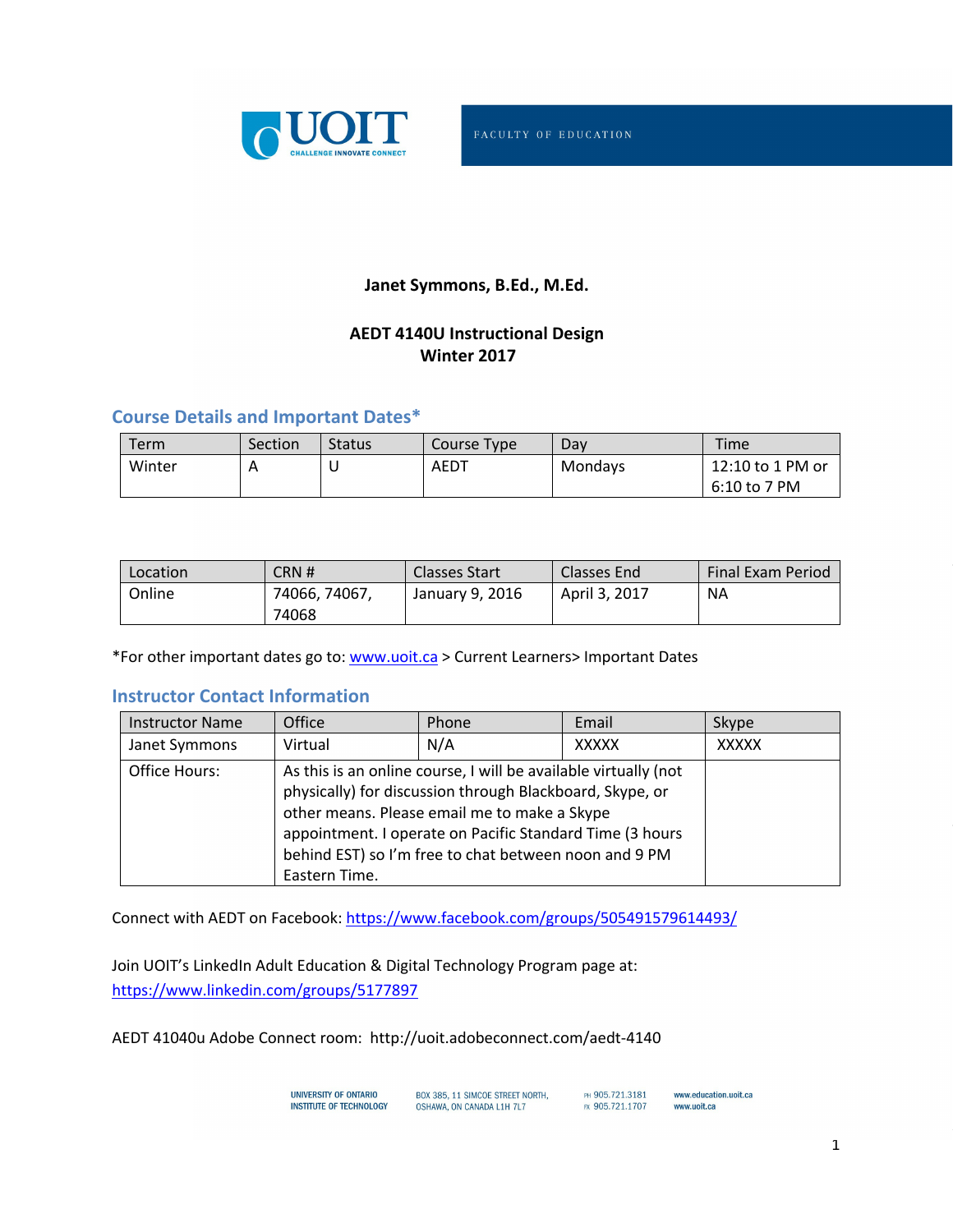UOIT

CHALLENGE INNOVATE CONNECT

FACULTY OF EDUCATION

**Janet Symmons, B.Ed., M.Ed.**

**AEDT 4140U Instructional Design**
**Winter 2017**

## Course Details and Important Dates*

| Term | Section | Status | Course Type | Day | Time |
|---|---|---|---|---|---|
| Winter | A | U | AEDT | Mondays | 12:10 to 1 PM or 6:10 to 7 PM |

| Location | CRN # | Classes Start | Classes End | Final Exam Period |
|---|---|---|---|---|
| Online | 74066, 74067, 74068 | January 9, 2016 | April 3, 2017 | NA |

*For other important dates go to: www.uoit.ca > Current Learners> Important Dates

## Instructor Contact Information

| Instructor Name | Office | Phone | Email | Skype |
|---|---|---|---|---|
| Janet Symmons | Virtual | N/A | XXXXX | XXXXX |
| Office Hours: | As this is an online course, I will be available virtually (not physically) for discussion through Blackboard, Skype, or other means. Please email me to make a Skype appointment. I operate on Pacific Standard Time (3 hours behind EST) so I'm free to chat between noon and 9 PM Eastern Time. | | | |

Connect with AEDT on Facebook: https://www.facebook.com/groups/505491579614493/

Join UOIT's LinkedIn Adult Education & Digital Technology Program page at: https://www.linkedin.com/groups/5177897

AEDT 41040u Adobe Connect room: http://uoit.adobeconnect.com/aedt-4140

UNIVERSITY OF ONTARIO INSTITUTE OF TECHNOLOGY | BOX 385, 11 SIMCOE STREET NORTH, OSHAWA, ON CANADA L1H 7L7 | PH 905.721.3181 FX 905.721.1707 | www.education.uoit.ca www.uoit.ca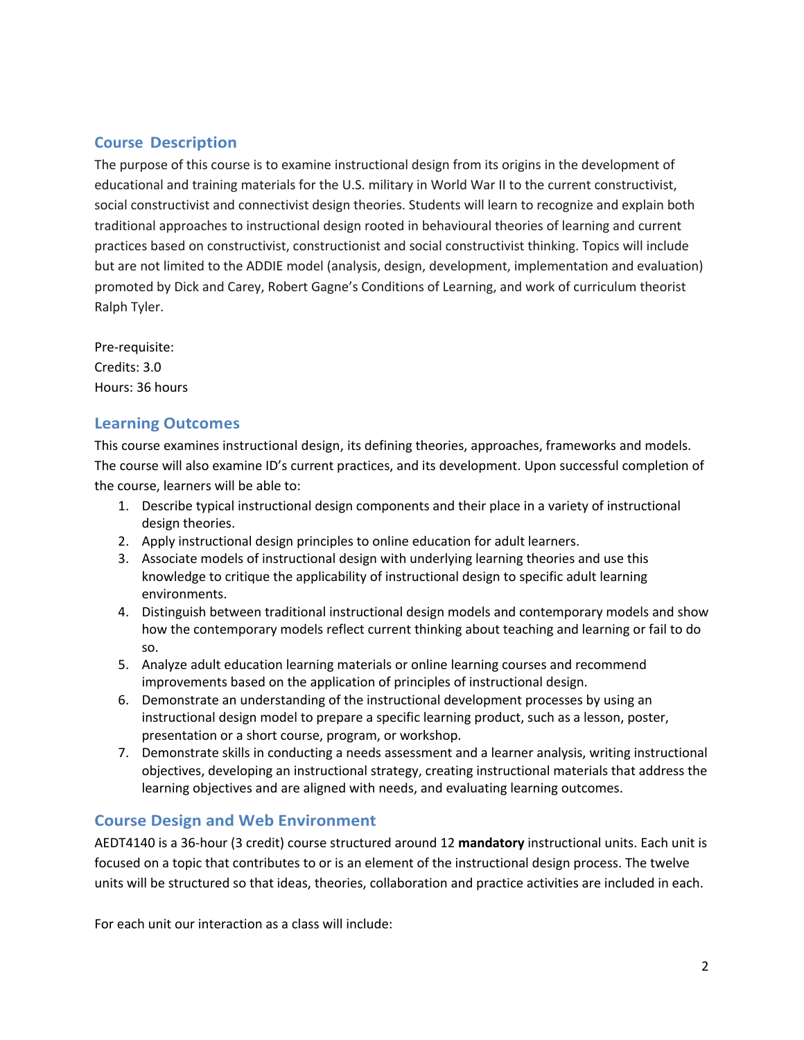## Course  Description

The purpose of this course is to examine instructional design from its origins in the development of educational and training materials for the U.S. military in World War II to the current constructivist, social constructivist and connectivist design theories. Students will learn to recognize and explain both traditional approaches to instructional design rooted in behavioural theories of learning and current practices based on constructivist, constructionist and social constructivist thinking. Topics will include but are not limited to the ADDIE model (analysis, design, development, implementation and evaluation) promoted by Dick and Carey, Robert Gagne's Conditions of Learning, and work of curriculum theorist Ralph Tyler.

Pre-requisite:
Credits: 3.0
Hours: 36 hours

## Learning Outcomes

This course examines instructional design, its defining theories, approaches, frameworks and models. The course will also examine ID's current practices, and its development. Upon successful completion of the course, learners will be able to:

1. Describe typical instructional design components and their place in a variety of instructional design theories.
2. Apply instructional design principles to online education for adult learners.
3. Associate models of instructional design with underlying learning theories and use this knowledge to critique the applicability of instructional design to specific adult learning environments.
4. Distinguish between traditional instructional design models and contemporary models and show how the contemporary models reflect current thinking about teaching and learning or fail to do so.
5. Analyze adult education learning materials or online learning courses and recommend improvements based on the application of principles of instructional design.
6. Demonstrate an understanding of the instructional development processes by using an instructional design model to prepare a specific learning product, such as a lesson, poster, presentation or a short course, program, or workshop.
7. Demonstrate skills in conducting a needs assessment and a learner analysis, writing instructional objectives, developing an instructional strategy, creating instructional materials that address the learning objectives and are aligned with needs, and evaluating learning outcomes.

## Course Design and Web Environment

AEDT4140 is a 36-hour (3 credit) course structured around 12 **mandatory** instructional units. Each unit is focused on a topic that contributes to or is an element of the instructional design process. The twelve units will be structured so that ideas, theories, collaboration and practice activities are included in each.

For each unit our interaction as a class will include: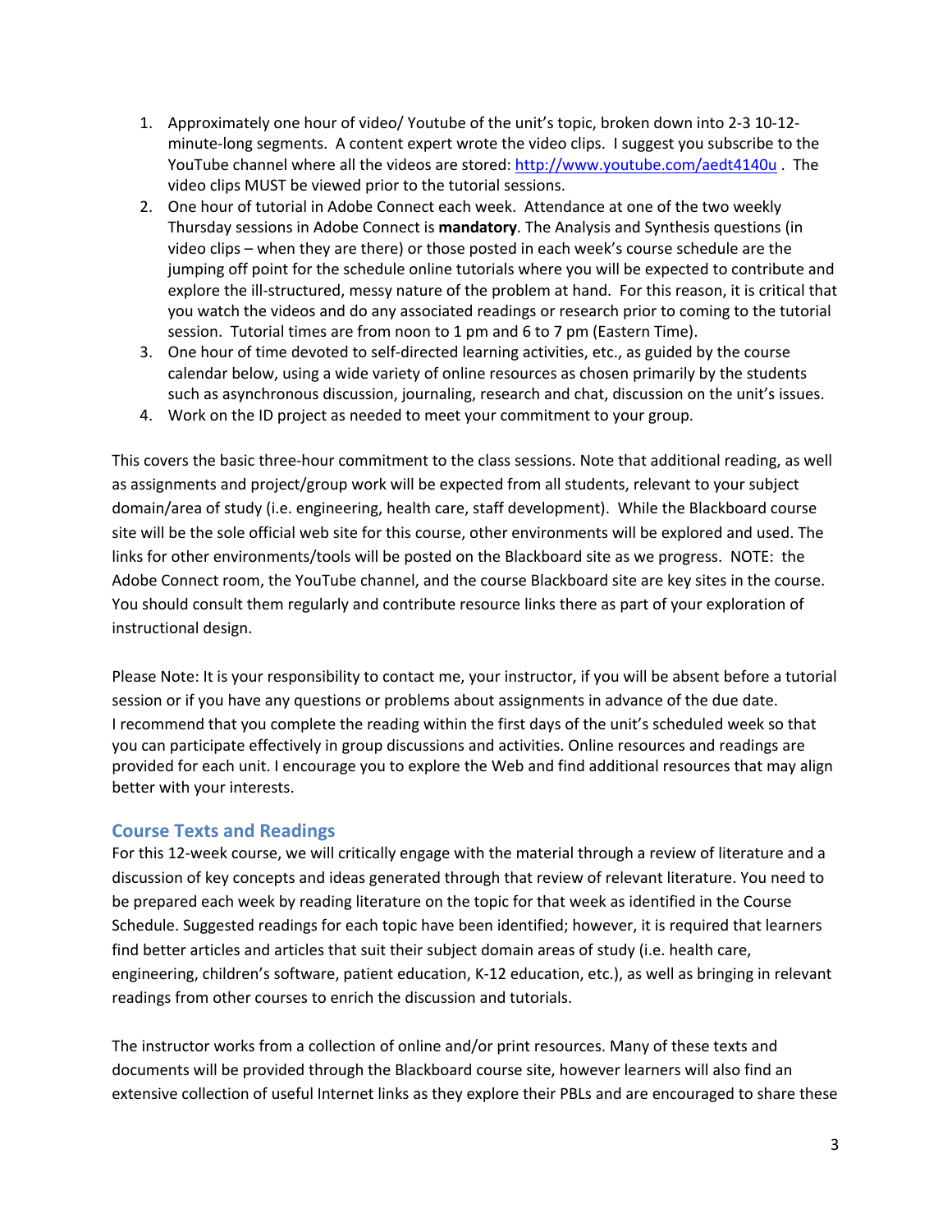1. Approximately one hour of video/ Youtube of the unit's topic, broken down into 2-3 10-12-minute-long segments. A content expert wrote the video clips. I suggest you subscribe to the YouTube channel where all the videos are stored: [http://www.youtube.com/aedt4140u](http://www.youtube.com/aedt4140u) . The video clips MUST be viewed prior to the tutorial sessions.
2. One hour of tutorial in Adobe Connect each week. Attendance at one of the two weekly Thursday sessions in Adobe Connect is **mandatory**. The Analysis and Synthesis questions (in video clips – when they are there) or those posted in each week's course schedule are the jumping off point for the schedule online tutorials where you will be expected to contribute and explore the ill-structured, messy nature of the problem at hand. For this reason, it is critical that you watch the videos and do any associated readings or research prior to coming to the tutorial session. Tutorial times are from noon to 1 pm and 6 to 7 pm (Eastern Time).
3. One hour of time devoted to self-directed learning activities, etc., as guided by the course calendar below, using a wide variety of online resources as chosen primarily by the students such as asynchronous discussion, journaling, research and chat, discussion on the unit's issues.
4. Work on the ID project as needed to meet your commitment to your group.

This covers the basic three-hour commitment to the class sessions. Note that additional reading, as well as assignments and project/group work will be expected from all students, relevant to your subject domain/area of study (i.e. engineering, health care, staff development). While the Blackboard course site will be the sole official web site for this course, other environments will be explored and used. The links for other environments/tools will be posted on the Blackboard site as we progress. NOTE: the Adobe Connect room, the YouTube channel, and the course Blackboard site are key sites in the course. You should consult them regularly and contribute resource links there as part of your exploration of instructional design.

Please Note: It is your responsibility to contact me, your instructor, if you will be absent before a tutorial session or if you have any questions or problems about assignments in advance of the due date. I recommend that you complete the reading within the first days of the unit's scheduled week so that you can participate effectively in group discussions and activities. Online resources and readings are provided for each unit. I encourage you to explore the Web and find additional resources that may align better with your interests.

## Course Texts and Readings

For this 12-week course, we will critically engage with the material through a review of literature and a discussion of key concepts and ideas generated through that review of relevant literature. You need to be prepared each week by reading literature on the topic for that week as identified in the Course Schedule. Suggested readings for each topic have been identified; however, it is required that learners find better articles and articles that suit their subject domain areas of study (i.e. health care, engineering, children's software, patient education, K-12 education, etc.), as well as bringing in relevant readings from other courses to enrich the discussion and tutorials.

The instructor works from a collection of online and/or print resources. Many of these texts and documents will be provided through the Blackboard course site, however learners will also find an extensive collection of useful Internet links as they explore their PBLs and are encouraged to share these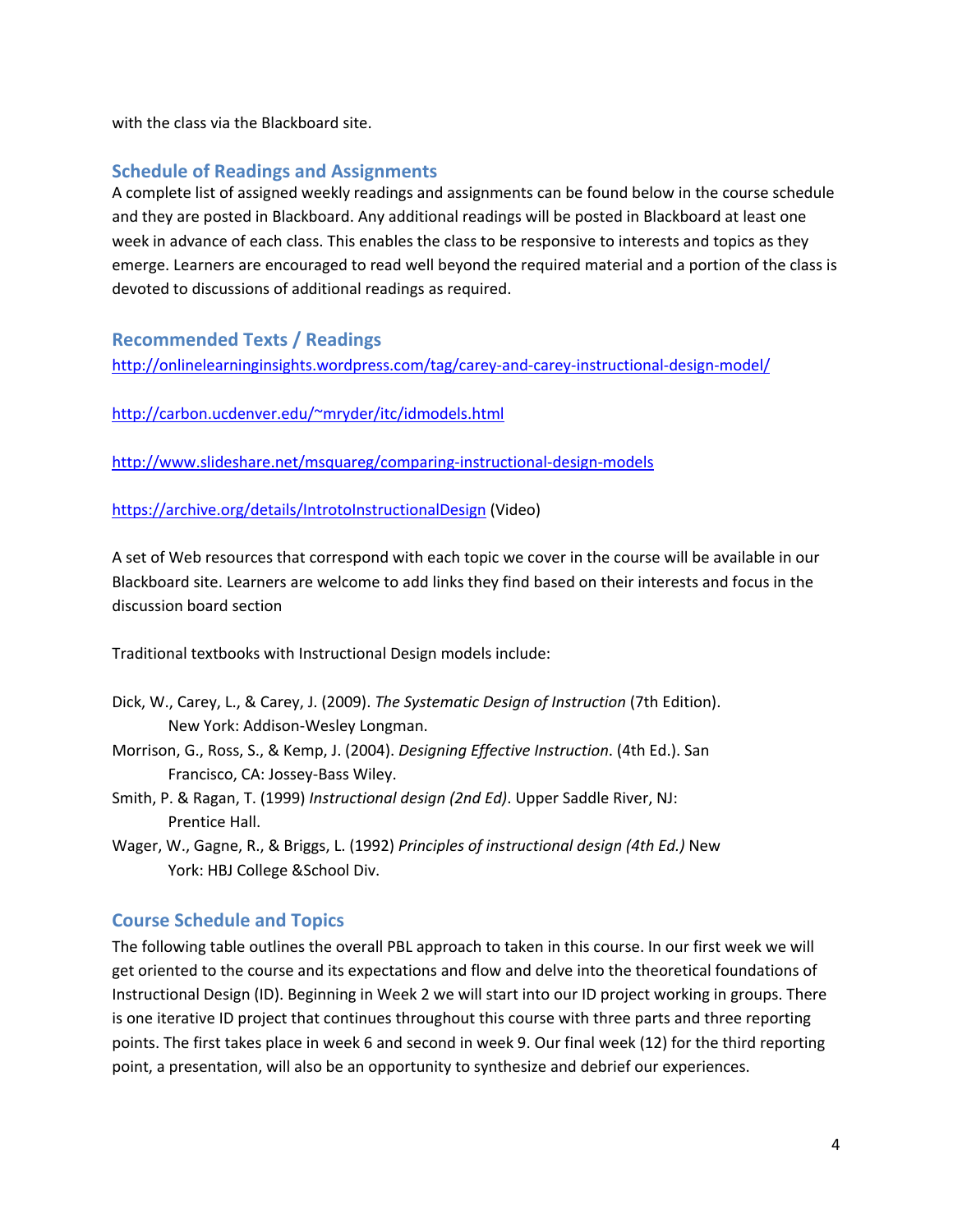with the class via the Blackboard site.

## Schedule of Readings and Assignments

A complete list of assigned weekly readings and assignments can be found below in the course schedule and they are posted in Blackboard. Any additional readings will be posted in Blackboard at least one week in advance of each class. This enables the class to be responsive to interests and topics as they emerge. Learners are encouraged to read well beyond the required material and a portion of the class is devoted to discussions of additional readings as required.

## Recommended Texts / Readings

http://onlinelearninginsights.wordpress.com/tag/carey-and-carey-instructional-design-model/

http://carbon.ucdenver.edu/~mryder/itc/idmodels.html

http://www.slideshare.net/msquareg/comparing-instructional-design-models

https://archive.org/details/IntrotoInstructionalDesign (Video)

A set of Web resources that correspond with each topic we cover in the course will be available in our Blackboard site. Learners are welcome to add links they find based on their interests and focus in the discussion board section

Traditional textbooks with Instructional Design models include:

Dick, W., Carey, L., & Carey, J. (2009). *The Systematic Design of Instruction* (7th Edition). New York: Addison-Wesley Longman.

Morrison, G., Ross, S., & Kemp, J. (2004). *Designing Effective Instruction*. (4th Ed.). San Francisco, CA: Jossey-Bass Wiley.

Smith, P. & Ragan, T. (1999) *Instructional design (2nd Ed)*. Upper Saddle River, NJ: Prentice Hall.

Wager, W., Gagne, R., & Briggs, L. (1992) *Principles of instructional design (4th Ed.)* New York: HBJ College &School Div.

## Course Schedule and Topics

The following table outlines the overall PBL approach to taken in this course. In our first week we will get oriented to the course and its expectations and flow and delve into the theoretical foundations of Instructional Design (ID). Beginning in Week 2 we will start into our ID project working in groups. There is one iterative ID project that continues throughout this course with three parts and three reporting points. The first takes place in week 6 and second in week 9. Our final week (12) for the third reporting point, a presentation, will also be an opportunity to synthesize and debrief our experiences.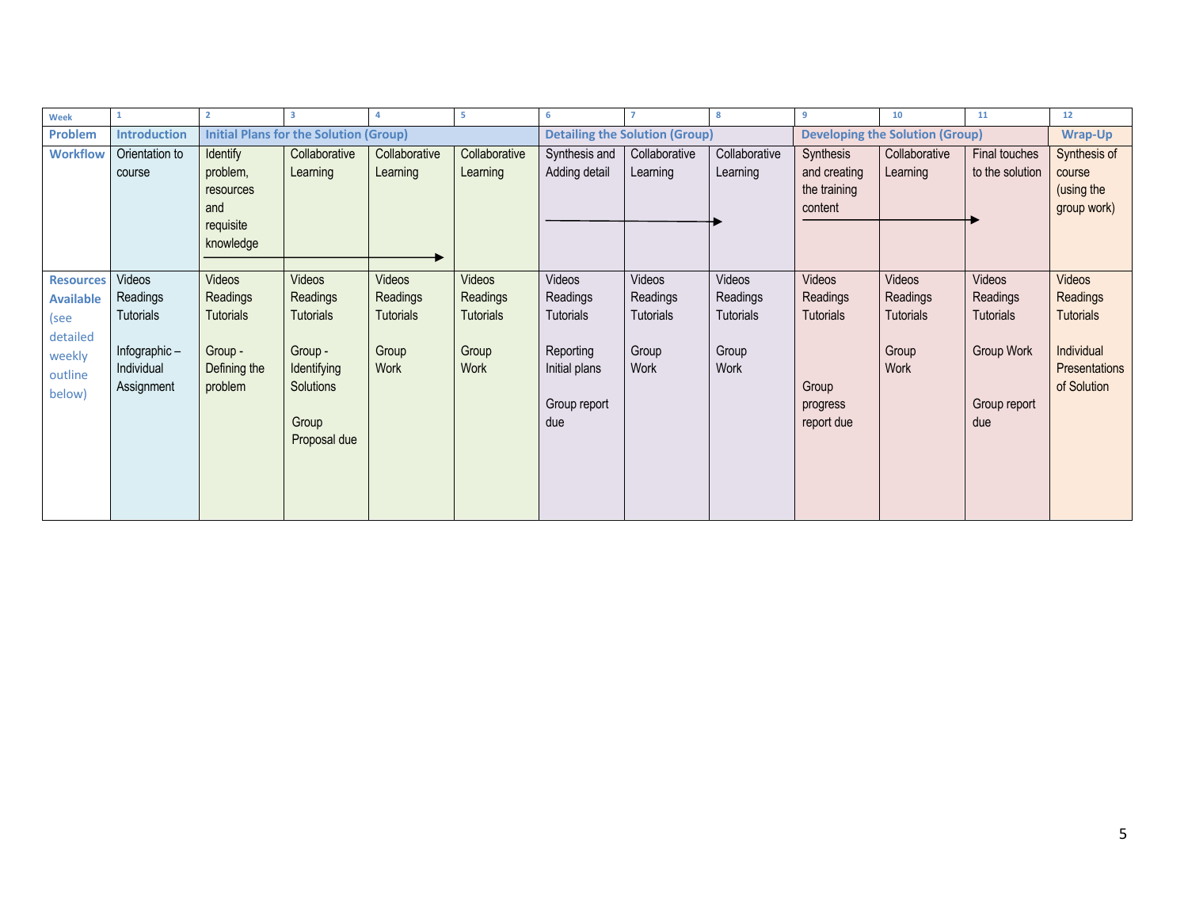| Week | 1 | 2 | 3 | 4 | 5 | 6 | 7 | 8 | 9 | 10 | 11 | 12 |
|---|---|---|---|---|---|---|---|---|---|---|---|---|
| **Problem** | **Introduction** | **Initial Plans for the Solution (Group)** | | | | **Detailing the Solution (Group)** | | | **Developing the Solution (Group)** | | | **Wrap-Up** |
| **Workflow** | Orientation to course | Identify problem, resources and requisite knowledge → | Collaborative Learning | Collaborative Learning | Collaborative Learning | Synthesis and Adding detail → | Collaborative Learning | Collaborative Learning | Synthesis and creating the training content → | Collaborative Learning | Final touches to the solution | Synthesis of course (using the group work) |
| **Resources Available** (see detailed weekly outline below) | Videos<br>Readings<br>Tutorials<br><br>Infographic – Individual Assignment | Videos<br>Readings<br>Tutorials<br><br>Group - Defining the problem | Videos<br>Readings<br>Tutorials<br><br>Group - Identifying Solutions<br><br>Group Proposal due | Videos<br>Readings<br>Tutorials<br><br>Group Work | Videos<br>Readings<br>Tutorials<br><br>Group Work | Videos<br>Readings<br>Tutorials<br><br>Reporting Initial plans<br><br>Group report due | Videos<br>Readings<br>Tutorials<br><br>Group Work | Videos<br>Readings<br>Tutorials<br><br>Group Work | Videos<br>Readings<br>Tutorials<br><br>Group progress report due | Videos<br>Readings<br>Tutorials<br><br>Group Work | Videos<br>Readings<br>Tutorials<br><br>Group Work<br><br>Group report due | Videos<br>Readings<br>Tutorials<br><br>Individual Presentations of Solution |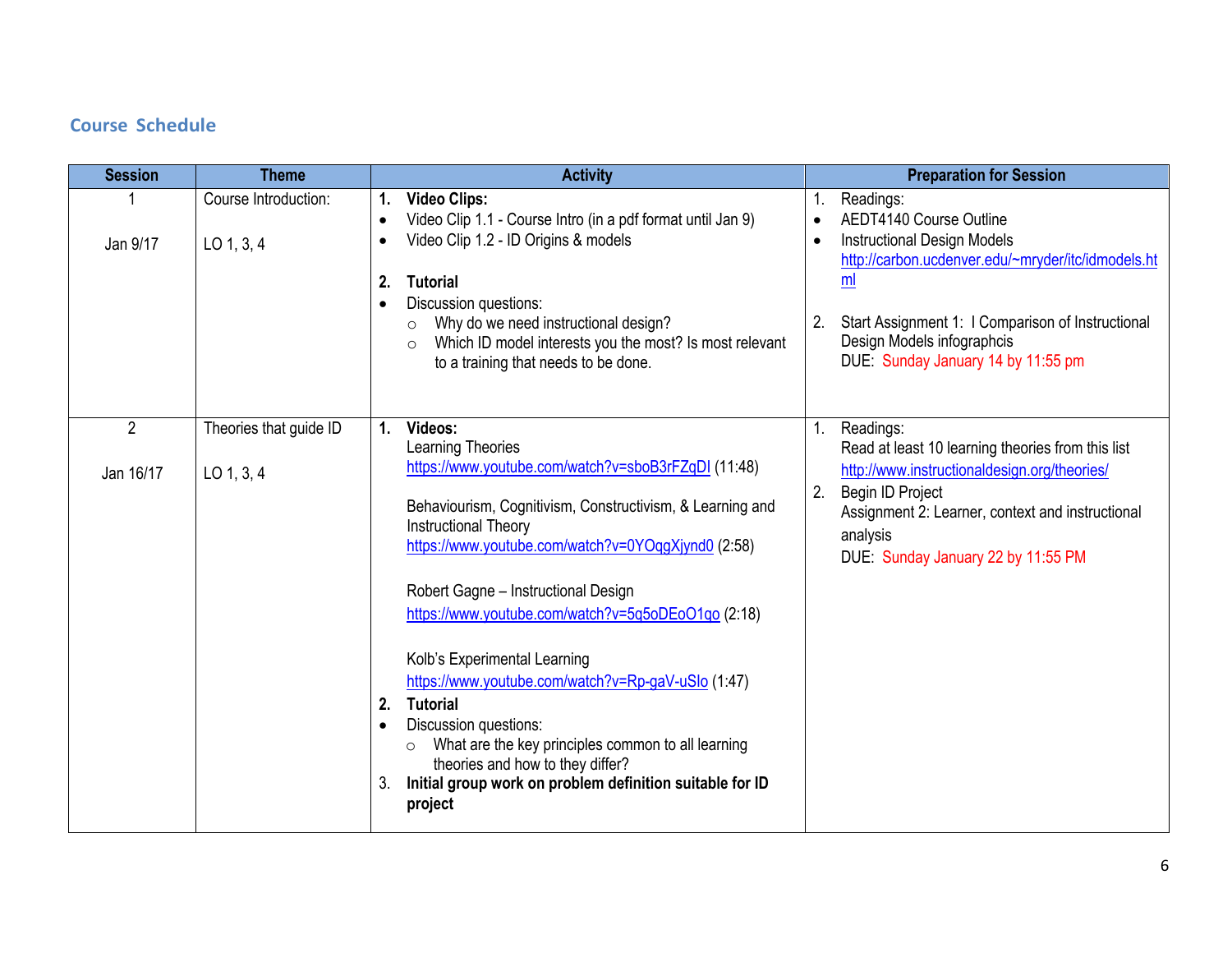## Course Schedule

| Session | Theme | Activity | Preparation for Session |
|---|---|---|---|
| 1<br><br>Jan 9/17 | Course Introduction:<br><br>LO 1, 3, 4 | **1. Video Clips:**<br>• Video Clip 1.1 - Course Intro (in a pdf format until Jan 9)<br>• Video Clip 1.2 - ID Origins & models<br><br>**2. Tutorial**<br>• Discussion questions:<br>○ Why do we need instructional design?<br>○ Which ID model interests you the most? Is most relevant to a training that needs to be done. | 1. Readings:<br>• AEDT4140 Course Outline<br>• Instructional Design Models http://carbon.ucdenver.edu/~mryder/itc/idmodels.html<br><br>2. Start Assignment 1: I Comparison of Instructional Design Models infographcis<br>DUE: Sunday January 14 by 11:55 pm |
| 2<br><br>Jan 16/17 | Theories that guide ID<br><br>LO 1, 3, 4 | **1. Videos:**<br>Learning Theories<br>https://www.youtube.com/watch?v=sboB3rFZqDI (11:48)<br><br>Behaviourism, Cognitivism, Constructivism, & Learning and Instructional Theory<br>https://www.youtube.com/watch?v=0YOqgXjynd0 (2:58)<br><br>Robert Gagne – Instructional Design<br>https://www.youtube.com/watch?v=5q5oDEoO1qo (2:18)<br><br>Kolb's Experimental Learning<br>https://www.youtube.com/watch?v=Rp-gaV-uSlo (1:47)<br>**2. Tutorial**<br>• Discussion questions:<br>○ What are the key principles common to all learning theories and how to they differ?<br>3. **Initial group work on problem definition suitable for ID project** | 1. Readings:<br>Read at least 10 learning theories from this list http://www.instructionaldesign.org/theories/<br>2. Begin ID Project<br>Assignment 2: Learner, context and instructional analysis<br>DUE: Sunday January 22 by 11:55 PM |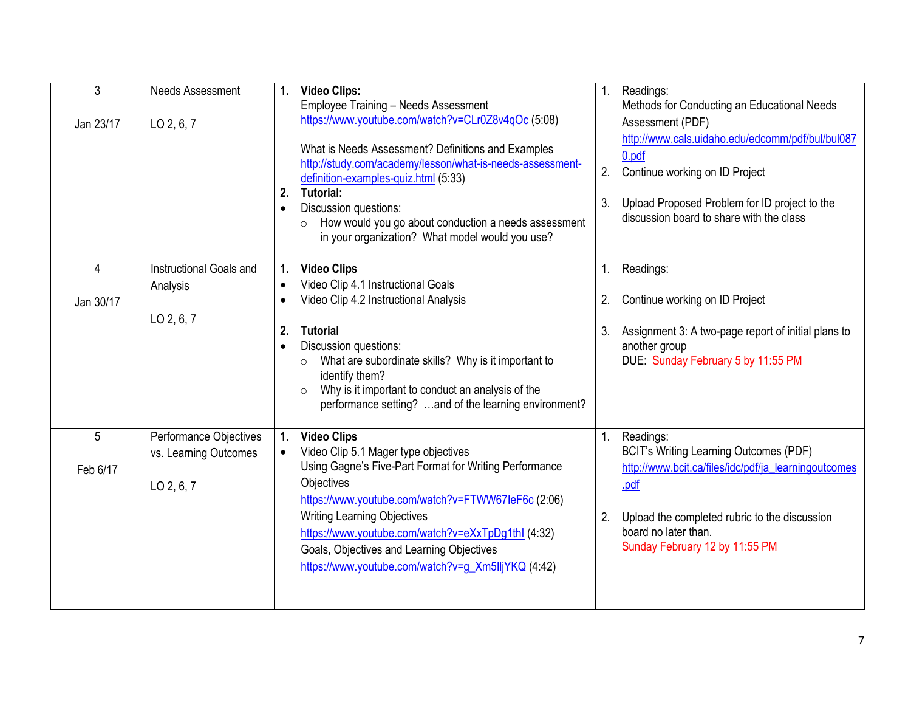| 3<br><br>Jan 23/17 | Needs Assessment<br><br>LO 2, 6, 7 | **1. Video Clips:**<br>Employee Training – Needs Assessment<br>https://www.youtube.com/watch?v=CLr0Z8v4qOc (5:08)<br><br>What is Needs Assessment? Definitions and Examples<br>http://study.com/academy/lesson/what-is-needs-assessment-definition-examples-quiz.html (5:33)<br>**2. Tutorial:**<br>• Discussion questions:<br>  ○ How would you go about conduction a needs assessment in your organization? What model would you use? | 1. Readings:<br>Methods for Conducting an Educational Needs Assessment (PDF)<br>http://www.cals.uidaho.edu/edcomm/pdf/bul/bul0870.pdf<br>2. Continue working on ID Project<br><br>3. Upload Proposed Problem for ID project to the discussion board to share with the class |
|---|---|---|---|
| 4<br><br>Jan 30/17 | Instructional Goals and Analysis<br><br>LO 2, 6, 7 | **1. Video Clips**<br>• Video Clip 4.1 Instructional Goals<br>• Video Clip 4.2 Instructional Analysis<br><br>**2. Tutorial**<br>• Discussion questions:<br>  ○ What are subordinate skills? Why is it important to identify them?<br>  ○ Why is it important to conduct an analysis of the performance setting? …and of the learning environment? | 1. Readings:<br><br>2. Continue working on ID Project<br><br>3. Assignment 3: A two-page report of initial plans to another group<br>DUE: Sunday February 5 by 11:55 PM |
| 5<br><br>Feb 6/17 | Performance Objectives vs. Learning Outcomes<br><br>LO 2, 6, 7 | **1. Video Clips**<br>• Video Clip 5.1 Mager type objectives<br>Using Gagne's Five-Part Format for Writing Performance Objectives<br>https://www.youtube.com/watch?v=FTWW67IeF6c (2:06)<br>Writing Learning Objectives<br>https://www.youtube.com/watch?v=eXxTpDg1thI (4:32)<br>Goals, Objectives and Learning Objectives<br>https://www.youtube.com/watch?v=g_Xm5IljYKQ (4:42) | 1. Readings:<br>BCIT's Writing Learning Outcomes (PDF)<br>http://www.bcit.ca/files/idc/pdf/ja_learningoutcomes.pdf<br><br>2. Upload the completed rubric to the discussion board no later than.<br>Sunday February 12 by 11:55 PM |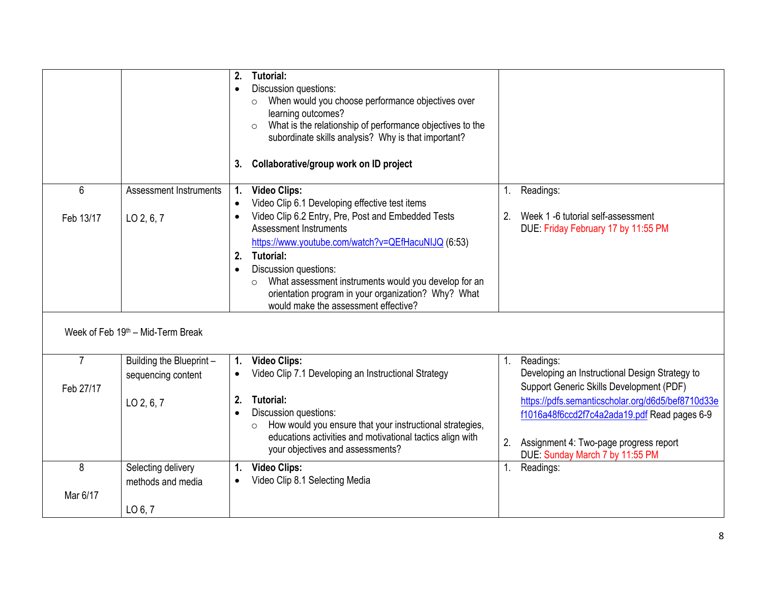| | | | |
|---|---|---|---|
| | | **2. Tutorial:**<br>• Discussion questions:<br>○ When would you choose performance objectives over learning outcomes?<br>○ What is the relationship of performance objectives to the subordinate skills analysis? Why is that important?<br><br>**3. Collaborative/group work on ID project** | |
| 6<br><br>Feb 13/17 | Assessment Instruments<br><br>LO 2, 6, 7 | **1. Video Clips:**<br>• Video Clip 6.1 Developing effective test items<br>• Video Clip 6.2 Entry, Pre, Post and Embedded Tests Assessment Instruments https://www.youtube.com/watch?v=QEfHacuNIJQ (6:53)<br>**2. Tutorial:**<br>• Discussion questions:<br>○ What assessment instruments would you develop for an orientation program in your organization? Why? What would make the assessment effective? | 1. Readings:<br><br>2. Week 1 -6 tutorial self-assessment<br>DUE: Friday February 17 by 11:55 PM |
| Week of Feb 19th – Mid-Term Break | | | |
| 7<br><br>Feb 27/17 | Building the Blueprint – sequencing content<br><br>LO 2, 6, 7 | **1. Video Clips:**<br>• Video Clip 7.1 Developing an Instructional Strategy<br><br>**2. Tutorial:**<br>• Discussion questions:<br>○ How would you ensure that your instructional strategies, educations activities and motivational tactics align with your objectives and assessments? | 1. Readings:<br>Developing an Instructional Design Strategy to Support Generic Skills Development (PDF) https://pdfs.semanticscholar.org/d6d5/bef8710d33ef1016a48f6ccd2f7c4a2ada19.pdf Read pages 6-9<br><br>2. Assignment 4: Two-page progress report<br>DUE: Sunday March 7 by 11:55 PM |
| 8<br><br>Mar 6/17 | Selecting delivery methods and media<br><br>LO 6, 7 | **1. Video Clips:**<br>• Video Clip 8.1 Selecting Media | 1. Readings: |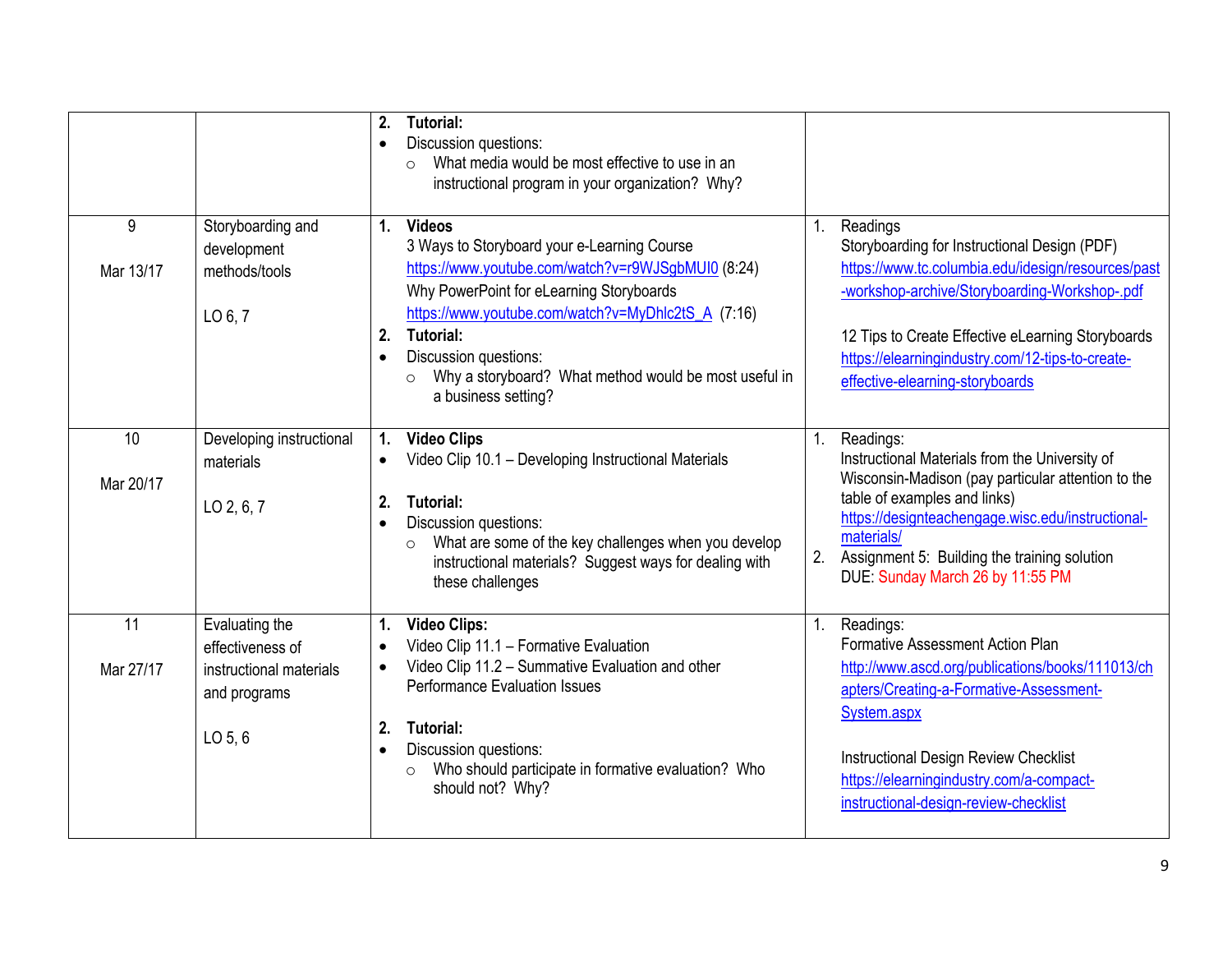| | | | |
|---|---|---|---|
| | | **2. Tutorial:**<br>• Discussion questions:<br>○ What media would be most effective to use in an instructional program in your organization? Why? | |
| 9<br><br>Mar 13/17 | Storyboarding and development methods/tools<br><br>LO 6, 7 | **1. Videos**<br>3 Ways to Storyboard your e-Learning Course<br>https://www.youtube.com/watch?v=r9WJSgbMUI0 (8:24)<br>Why PowerPoint for eLearning Storyboards<br>https://www.youtube.com/watch?v=MyDhlc2tS_A (7:16)<br>**2. Tutorial:**<br>• Discussion questions:<br>○ Why a storyboard? What method would be most useful in a business setting? | 1. Readings<br>Storyboarding for Instructional Design (PDF)<br>https://www.tc.columbia.edu/idesign/resources/past-workshop-archive/Storyboarding-Workshop-.pdf<br><br>12 Tips to Create Effective eLearning Storyboards<br>https://elearningindustry.com/12-tips-to-create-effective-elearning-storyboards |
| 10<br><br>Mar 20/17 | Developing instructional materials<br><br>LO 2, 6, 7 | **1. Video Clips**<br>• Video Clip 10.1 – Developing Instructional Materials<br><br>**2. Tutorial:**<br>• Discussion questions:<br>○ What are some of the key challenges when you develop instructional materials? Suggest ways for dealing with these challenges | 1. Readings:<br>Instructional Materials from the University of Wisconsin-Madison (pay particular attention to the table of examples and links)<br>https://designteachengage.wisc.edu/instructional-materials/<br>2. Assignment 5: Building the training solution<br>DUE: Sunday March 26 by 11:55 PM |
| 11<br><br>Mar 27/17 | Evaluating the effectiveness of instructional materials and programs<br><br>LO 5, 6 | **1. Video Clips:**<br>• Video Clip 11.1 – Formative Evaluation<br>• Video Clip 11.2 – Summative Evaluation and other Performance Evaluation Issues<br><br>**2. Tutorial:**<br>• Discussion questions:<br>○ Who should participate in formative evaluation? Who should not? Why? | 1. Readings:<br>Formative Assessment Action Plan<br>http://www.ascd.org/publications/books/111013/chapters/Creating-a-Formative-Assessment-System.aspx<br><br>Instructional Design Review Checklist<br>https://elearningindustry.com/a-compact-instructional-design-review-checklist |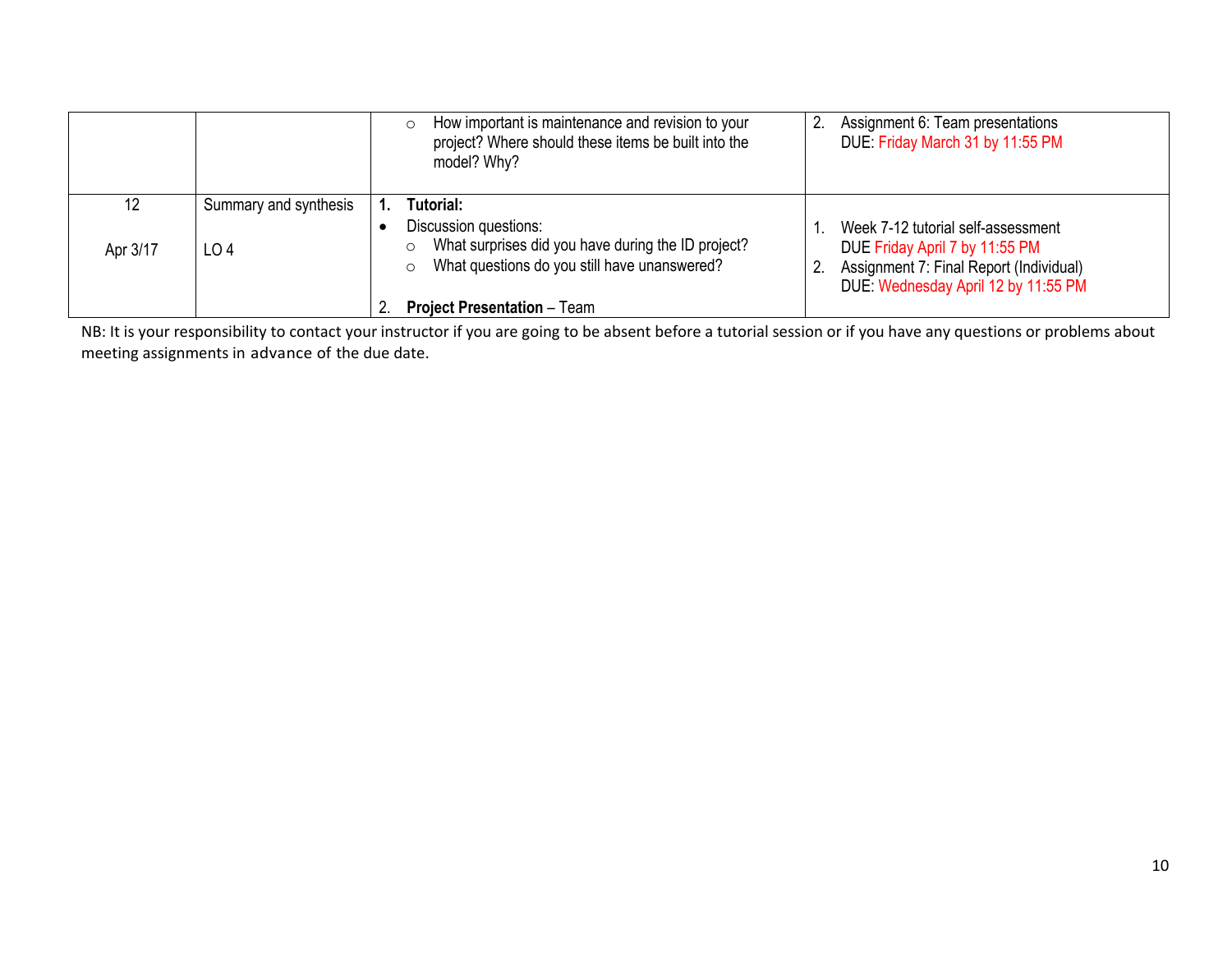| | | | |
|---|---|---|---|
| | | ○ How important is maintenance and revision to your project? Where should these items be built into the model? Why? | 2. Assignment 6: Team presentations DUE: Friday March 31 by 11:55 PM |
| 12<br><br>Apr 3/17 | Summary and synthesis<br><br>LO 4 | **1. Tutorial:**<br>• Discussion questions:<br>○ What surprises did you have during the ID project?<br>○ What questions do you still have unanswered?<br><br>2. **Project Presentation** – Team | 1. Week 7-12 tutorial self-assessment DUE Friday April 7 by 11:55 PM<br>2. Assignment 7: Final Report (Individual) DUE: Wednesday April 12 by 11:55 PM |

NB: It is your responsibility to contact your instructor if you are going to be absent before a tutorial session or if you have any questions or problems about meeting assignments in advance of the due date.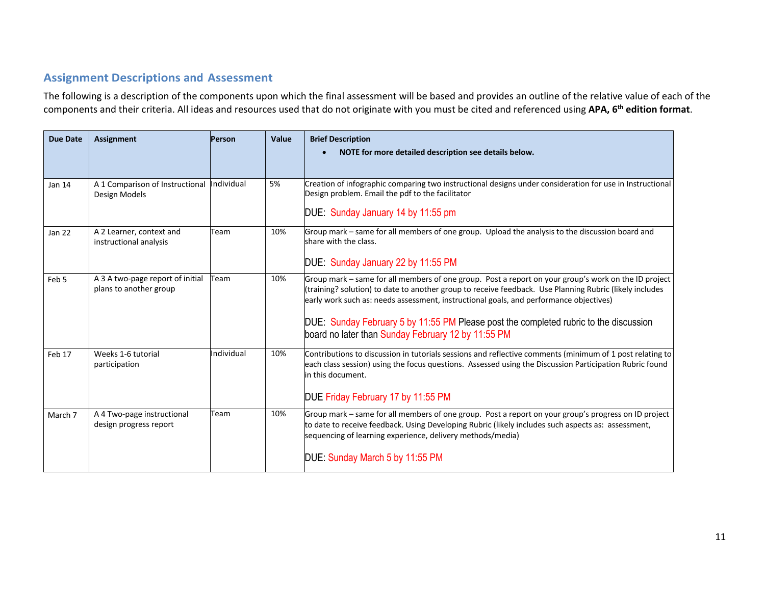## Assignment Descriptions and Assessment

The following is a description of the components upon which the final assessment will be based and provides an outline of the relative value of each of the components and their criteria. All ideas and resources used that do not originate with you must be cited and referenced using **APA, 6th edition format**.

| Due Date | Assignment | Person | Value | Brief Description<br>• **NOTE for more detailed description see details below.** |
|---|---|---|---|---|
| Jan 14 | A 1 Comparison of Instructional Design Models | Individual | 5% | Creation of infographic comparing two instructional designs under consideration for use in Instructional Design problem. Email the pdf to the facilitator<br><br>DUE: Sunday January 14 by 11:55 pm |
| Jan 22 | A 2 Learner, context and instructional analysis | Team | 10% | Group mark – same for all members of one group. Upload the analysis to the discussion board and share with the class.<br><br>DUE: Sunday January 22 by 11:55 PM |
| Feb 5 | A 3 A two-page report of initial plans to another group | Team | 10% | Group mark – same for all members of one group. Post a report on your group's work on the ID project (training? solution) to date to another group to receive feedback. Use Planning Rubric (likely includes early work such as: needs assessment, instructional goals, and performance objectives)<br><br>DUE: Sunday February 5 by 11:55 PM Please post the completed rubric to the discussion board no later than Sunday February 12 by 11:55 PM |
| Feb 17 | Weeks 1-6 tutorial participation | Individual | 10% | Contributions to discussion in tutorials sessions and reflective comments (minimum of 1 post relating to each class session) using the focus questions. Assessed using the Discussion Participation Rubric found in this document.<br><br>DUE Friday February 17 by 11:55 PM |
| March 7 | A 4 Two-page instructional design progress report | Team | 10% | Group mark – same for all members of one group. Post a report on your group's progress on ID project to date to receive feedback. Using Developing Rubric (likely includes such aspects as: assessment, sequencing of learning experience, delivery methods/media)<br><br>DUE: Sunday March 5 by 11:55 PM |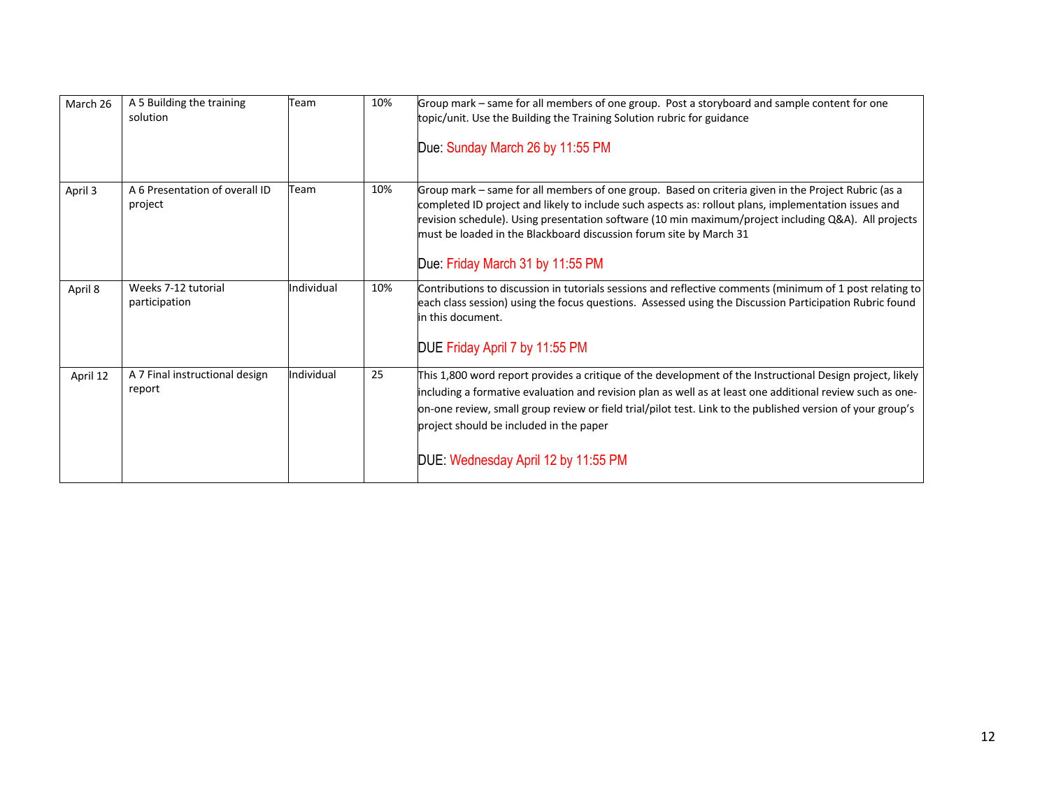| March 26 | A 5 Building the training solution | Team | 10% | Group mark – same for all members of one group. Post a storyboard and sample content for one topic/unit. Use the Building the Training Solution rubric for guidance<br><br>Due: Sunday March 26 by 11:55 PM |
|---|---|---|---|---|
| April 3 | A 6 Presentation of overall ID project | Team | 10% | Group mark – same for all members of one group. Based on criteria given in the Project Rubric (as a completed ID project and likely to include such aspects as: rollout plans, implementation issues and revision schedule). Using presentation software (10 min maximum/project including Q&A). All projects must be loaded in the Blackboard discussion forum site by March 31<br><br>Due: Friday March 31 by 11:55 PM |
| April 8 | Weeks 7-12 tutorial participation | Individual | 10% | Contributions to discussion in tutorials sessions and reflective comments (minimum of 1 post relating to each class session) using the focus questions. Assessed using the Discussion Participation Rubric found in this document.<br><br>DUE Friday April 7 by 11:55 PM |
| April 12 | A 7 Final instructional design report | Individual | 25 | This 1,800 word report provides a critique of the development of the Instructional Design project, likely including a formative evaluation and revision plan as well as at least one additional review such as one-on-one review, small group review or field trial/pilot test. Link to the published version of your group's project should be included in the paper<br><br>DUE: Wednesday April 12 by 11:55 PM |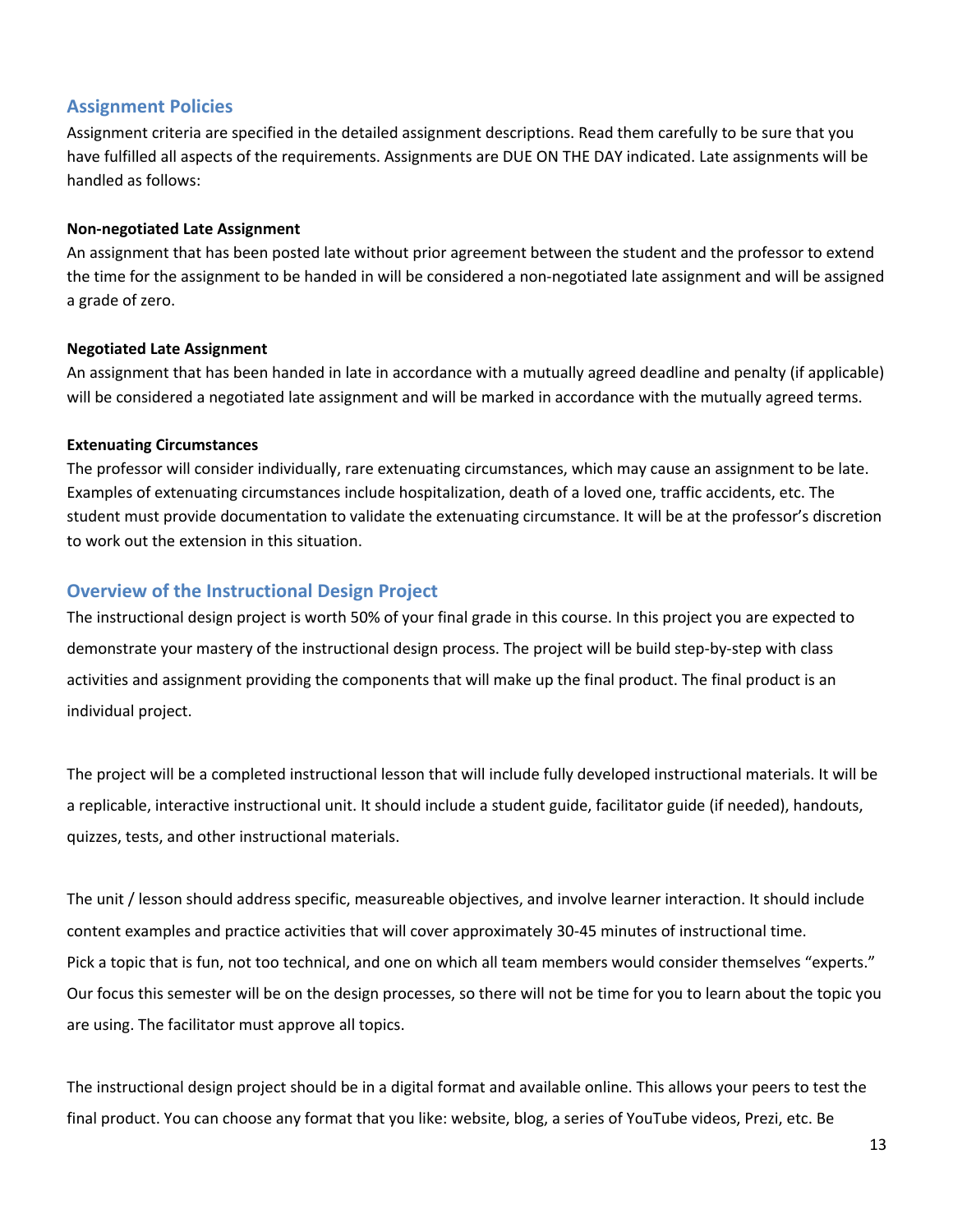## Assignment Policies

Assignment criteria are specified in the detailed assignment descriptions. Read them carefully to be sure that you have fulfilled all aspects of the requirements. Assignments are DUE ON THE DAY indicated. Late assignments will be handled as follows:

**Non-negotiated Late Assignment**

An assignment that has been posted late without prior agreement between the student and the professor to extend the time for the assignment to be handed in will be considered a non-negotiated late assignment and will be assigned a grade of zero.

**Negotiated Late Assignment**

An assignment that has been handed in late in accordance with a mutually agreed deadline and penalty (if applicable) will be considered a negotiated late assignment and will be marked in accordance with the mutually agreed terms.

**Extenuating Circumstances**

The professor will consider individually, rare extenuating circumstances, which may cause an assignment to be late. Examples of extenuating circumstances include hospitalization, death of a loved one, traffic accidents, etc. The student must provide documentation to validate the extenuating circumstance. It will be at the professor's discretion to work out the extension in this situation.

## Overview of the Instructional Design Project

The instructional design project is worth 50% of your final grade in this course. In this project you are expected to demonstrate your mastery of the instructional design process. The project will be build step-by-step with class activities and assignment providing the components that will make up the final product. The final product is an individual project.

The project will be a completed instructional lesson that will include fully developed instructional materials. It will be a replicable, interactive instructional unit. It should include a student guide, facilitator guide (if needed), handouts, quizzes, tests, and other instructional materials.

The unit / lesson should address specific, measureable objectives, and involve learner interaction. It should include content examples and practice activities that will cover approximately 30-45 minutes of instructional time. Pick a topic that is fun, not too technical, and one on which all team members would consider themselves "experts." Our focus this semester will be on the design processes, so there will not be time for you to learn about the topic you are using. The facilitator must approve all topics.

The instructional design project should be in a digital format and available online. This allows your peers to test the final product. You can choose any format that you like: website, blog, a series of YouTube videos, Prezi, etc. Be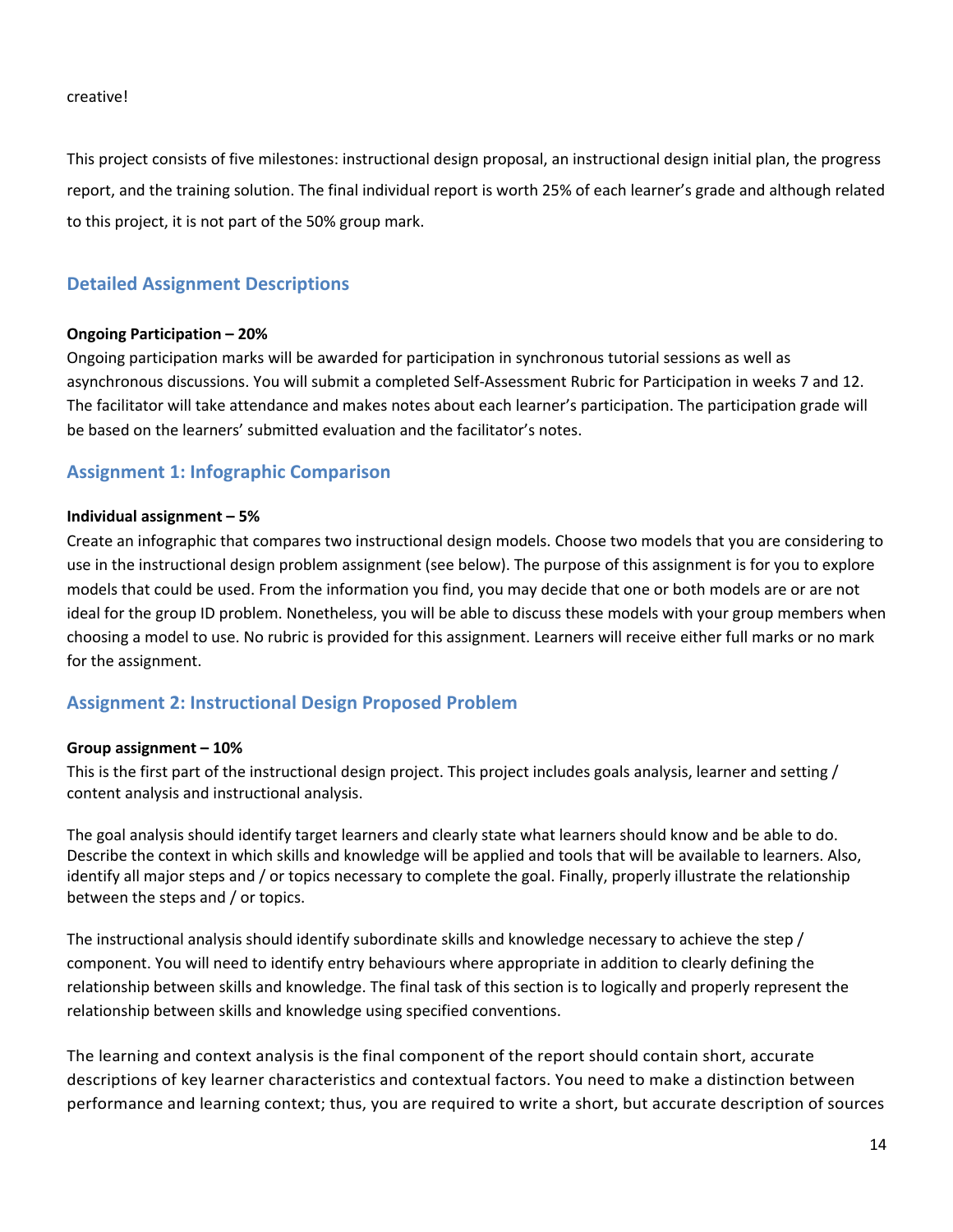creative!

This project consists of five milestones: instructional design proposal, an instructional design initial plan, the progress report, and the training solution. The final individual report is worth 25% of each learner's grade and although related to this project, it is not part of the 50% group mark.

## Detailed Assignment Descriptions

**Ongoing Participation – 20%**

Ongoing participation marks will be awarded for participation in synchronous tutorial sessions as well as asynchronous discussions. You will submit a completed Self-Assessment Rubric for Participation in weeks 7 and 12. The facilitator will take attendance and makes notes about each learner's participation. The participation grade will be based on the learners' submitted evaluation and the facilitator's notes.

## Assignment 1: Infographic Comparison

**Individual assignment – 5%**

Create an infographic that compares two instructional design models. Choose two models that you are considering to use in the instructional design problem assignment (see below). The purpose of this assignment is for you to explore models that could be used. From the information you find, you may decide that one or both models are or are not ideal for the group ID problem. Nonetheless, you will be able to discuss these models with your group members when choosing a model to use. No rubric is provided for this assignment. Learners will receive either full marks or no mark for the assignment.

## Assignment 2: Instructional Design Proposed Problem

**Group assignment – 10%**

This is the first part of the instructional design project. This project includes goals analysis, learner and setting / content analysis and instructional analysis.

The goal analysis should identify target learners and clearly state what learners should know and be able to do. Describe the context in which skills and knowledge will be applied and tools that will be available to learners. Also, identify all major steps and / or topics necessary to complete the goal. Finally, properly illustrate the relationship between the steps and / or topics.

The instructional analysis should identify subordinate skills and knowledge necessary to achieve the step / component. You will need to identify entry behaviours where appropriate in addition to clearly defining the relationship between skills and knowledge. The final task of this section is to logically and properly represent the relationship between skills and knowledge using specified conventions.

The learning and context analysis is the final component of the report should contain short, accurate descriptions of key learner characteristics and contextual factors. You need to make a distinction between performance and learning context; thus, you are required to write a short, but accurate description of sources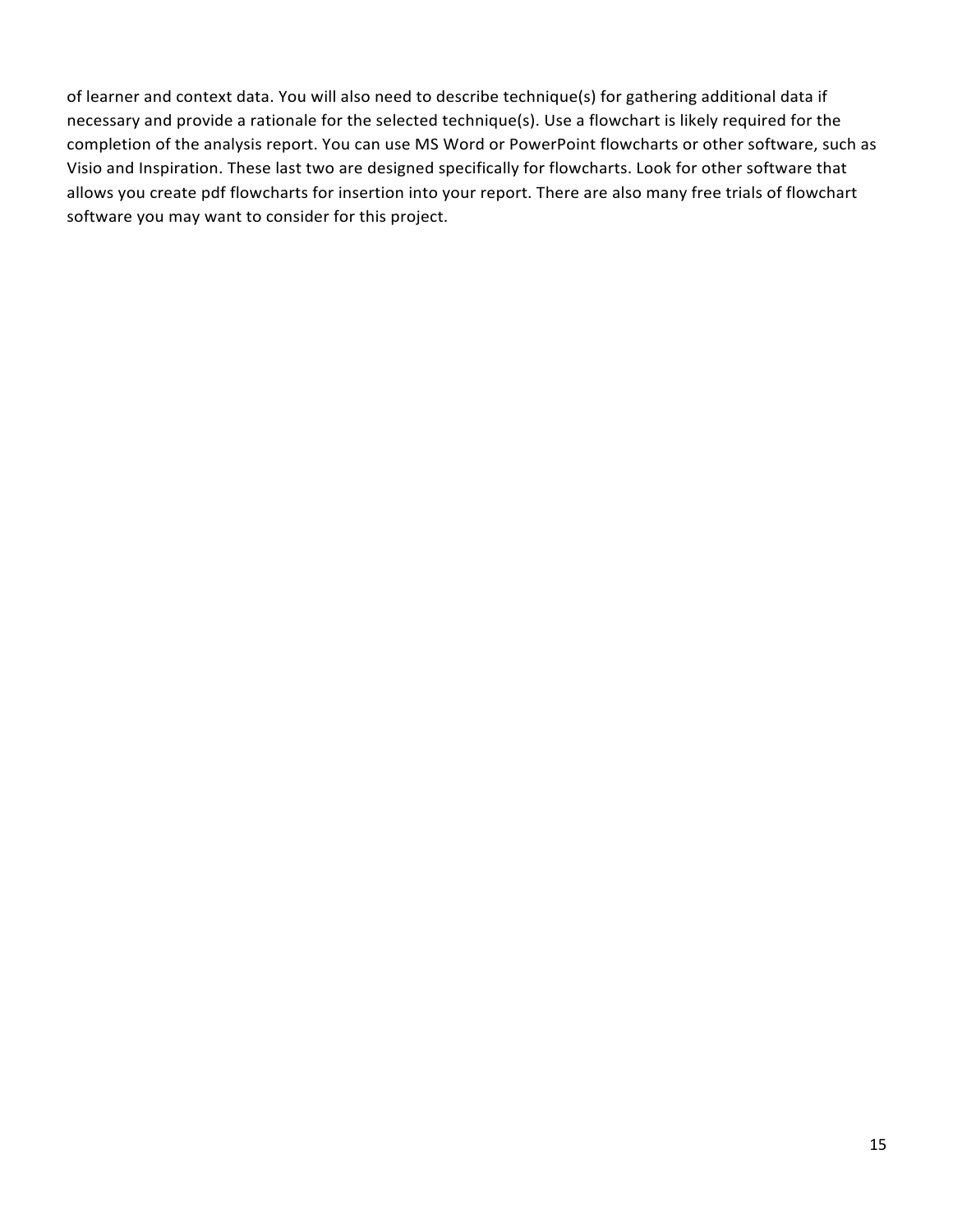of learner and context data. You will also need to describe technique(s) for gathering additional data if necessary and provide a rationale for the selected technique(s). Use a flowchart is likely required for the completion of the analysis report. You can use MS Word or PowerPoint flowcharts or other software, such as Visio and Inspiration. These last two are designed specifically for flowcharts. Look for other software that allows you create pdf flowcharts for insertion into your report. There are also many free trials of flowchart software you may want to consider for this project.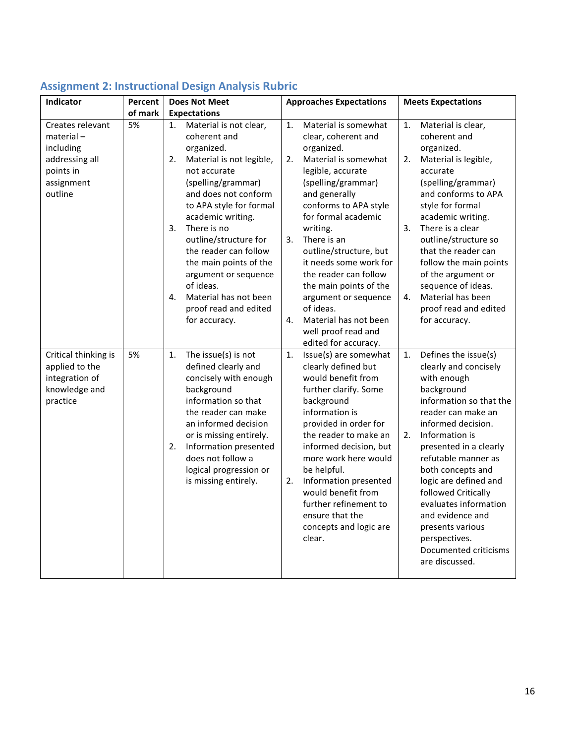## Assignment 2: Instructional Design Analysis Rubric

| Indicator | Percent of mark | Does Not Meet Expectations | Approaches Expectations | Meets Expectations |
|---|---|---|---|---|
| Creates relevant material – including addressing all points in assignment outline | 5% | 1. Material is not clear, coherent and organized.<br>2. Material is not legible, not accurate (spelling/grammar) and does not conform to APA style for formal academic writing.<br>3. There is no outline/structure for the reader can follow the main points of the argument or sequence of ideas.<br>4. Material has not been proof read and edited for accuracy. | 1. Material is somewhat clear, coherent and organized.<br>2. Material is somewhat legible, accurate (spelling/grammar) and generally conforms to APA style for formal academic writing.<br>3. There is an outline/structure, but it needs some work for the reader can follow the main points of the argument or sequence of ideas.<br>4. Material has not been well proof read and edited for accuracy. | 1. Material is clear, coherent and organized.<br>2. Material is legible, accurate (spelling/grammar) and conforms to APA style for formal academic writing.<br>3. There is a clear outline/structure so that the reader can follow the main points of the argument or sequence of ideas.<br>4. Material has been proof read and edited for accuracy. |
| Critical thinking is applied to the integration of knowledge and practice | 5% | 1. The issue(s) is not defined clearly and concisely with enough background information so that the reader can make an informed decision or is missing entirely.<br>2. Information presented does not follow a logical progression or is missing entirely. | 1. Issue(s) are somewhat clearly defined but would benefit from further clarify. Some background information is provided in order for the reader to make an informed decision, but more work here would be helpful.<br>2. Information presented would benefit from further refinement to ensure that the concepts and logic are clear. | 1. Defines the issue(s) clearly and concisely with enough background information so that the reader can make an informed decision.<br>2. Information is presented in a clearly refutable manner as both concepts and logic are defined and followed Critically evaluates information and evidence and presents various perspectives. Documented criticisms are discussed. |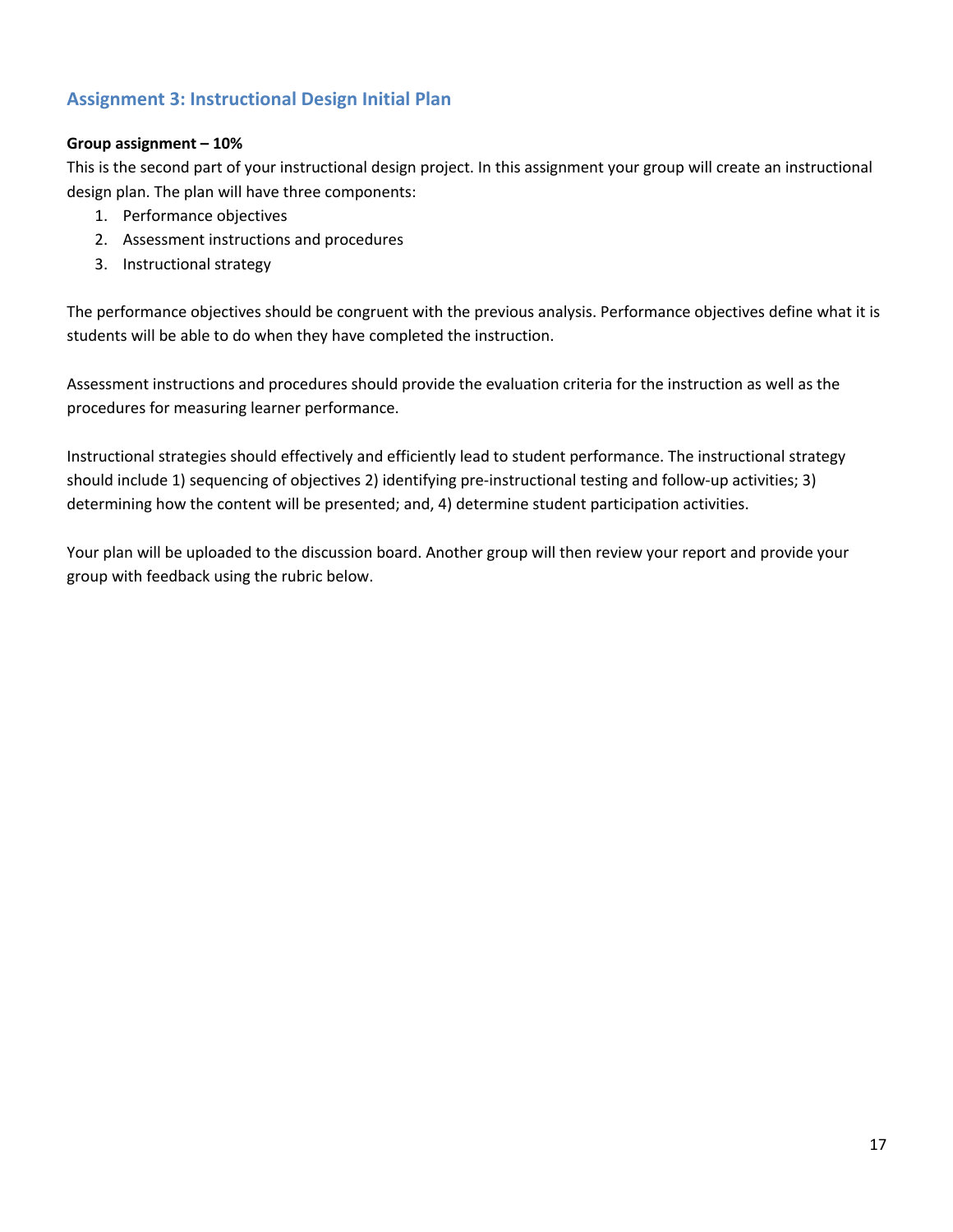## Assignment 3: Instructional Design Initial Plan

**Group assignment – 10%**

This is the second part of your instructional design project. In this assignment your group will create an instructional design plan. The plan will have three components:

1. Performance objectives
2. Assessment instructions and procedures
3. Instructional strategy

The performance objectives should be congruent with the previous analysis. Performance objectives define what it is students will be able to do when they have completed the instruction.

Assessment instructions and procedures should provide the evaluation criteria for the instruction as well as the procedures for measuring learner performance.

Instructional strategies should effectively and efficiently lead to student performance. The instructional strategy should include 1) sequencing of objectives 2) identifying pre-instructional testing and follow-up activities; 3) determining how the content will be presented; and, 4) determine student participation activities.

Your plan will be uploaded to the discussion board. Another group will then review your report and provide your group with feedback using the rubric below.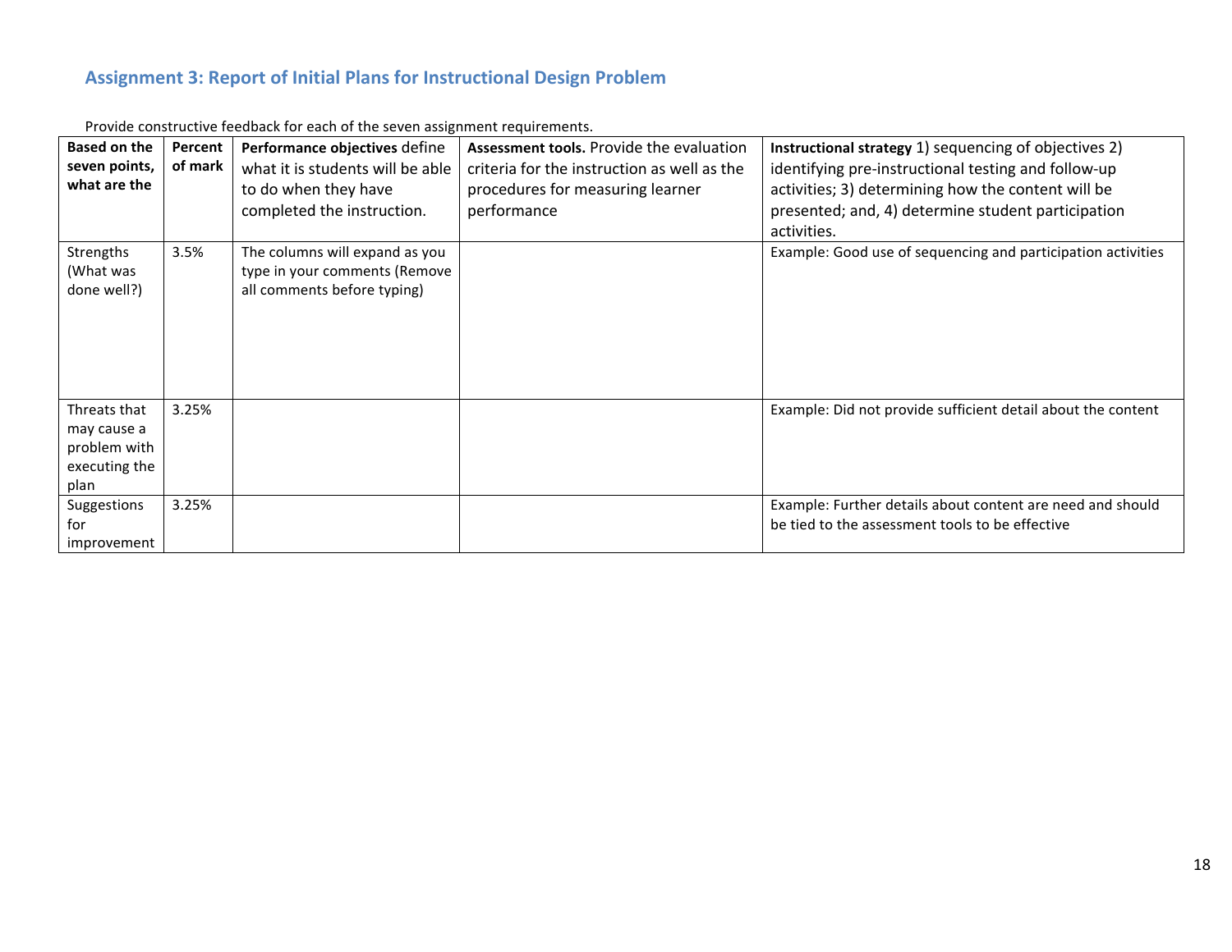### Assignment 3: Report of Initial Plans for Instructional Design Problem

Provide constructive feedback for each of the seven assignment requirements.

| **Based on the seven points, what are the** | **Percent of mark** | **Performance objectives** define what it is students will be able to do when they have completed the instruction. | **Assessment tools.** Provide the evaluation criteria for the instruction as well as the procedures for measuring learner performance | **Instructional strategy** 1) sequencing of objectives 2) identifying pre-instructional testing and follow-up activities; 3) determining how the content will be presented; and, 4) determine student participation activities. |
|---|---|---|---|---|
| Strengths (What was done well?) | 3.5% | The columns will expand as you type in your comments (Remove all comments before typing) | | Example: Good use of sequencing and participation activities |
| Threats that may cause a problem with executing the plan | 3.25% | | | Example: Did not provide sufficient detail about the content |
| Suggestions for improvement | 3.25% | | | Example: Further details about content are need and should be tied to the assessment tools to be effective |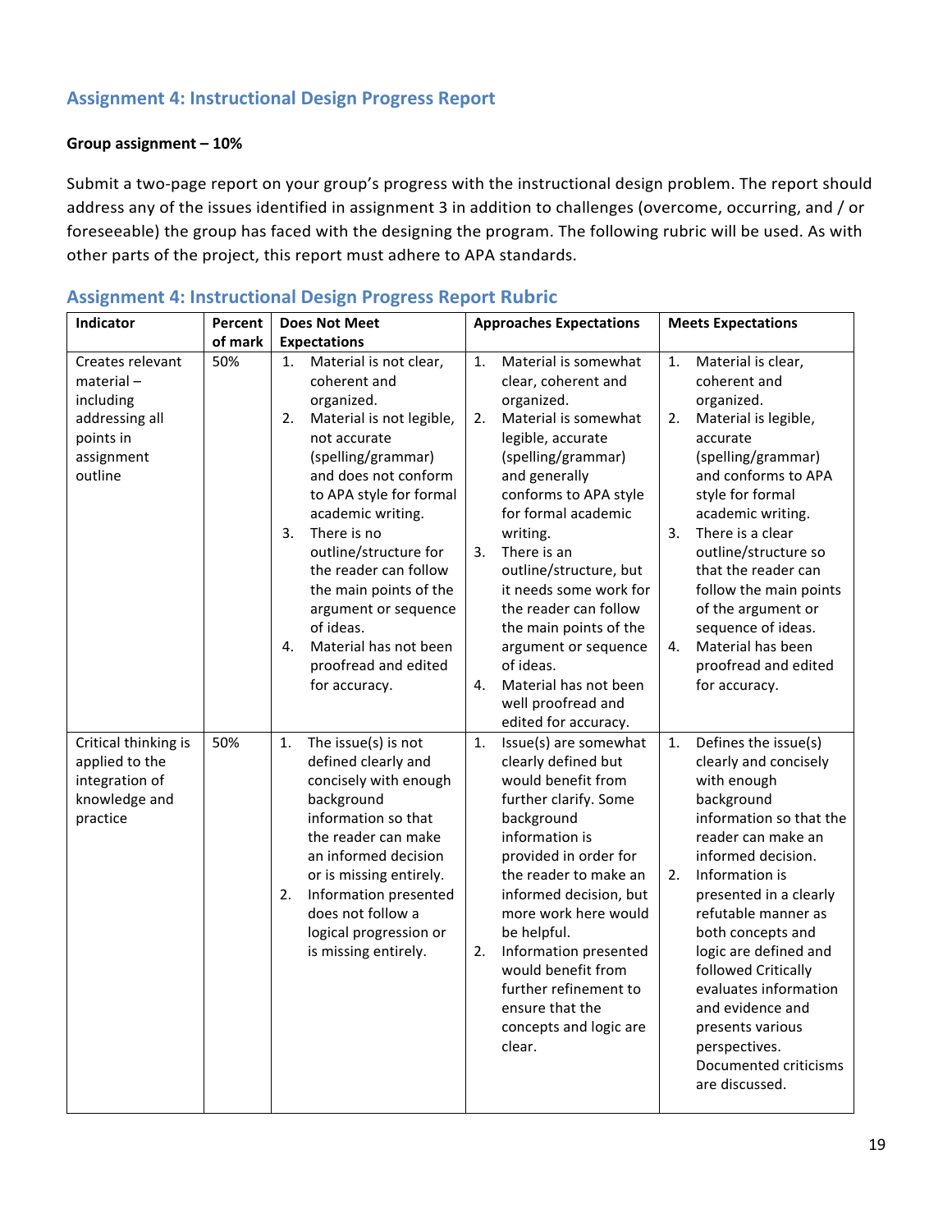## Assignment 4: Instructional Design Progress Report

**Group assignment – 10%**

Submit a two-page report on your group's progress with the instructional design problem. The report should address any of the issues identified in assignment 3 in addition to challenges (overcome, occurring, and / or foreseeable) the group has faced with the designing the program. The following rubric will be used. As with other parts of the project, this report must adhere to APA standards.

## Assignment 4: Instructional Design Progress Report Rubric

| Indicator | Percent of mark | Does Not Meet Expectations | Approaches Expectations | Meets Expectations |
|---|---|---|---|---|
| Creates relevant material – including addressing all points in assignment outline | 50% | 1. Material is not clear, coherent and organized.<br>2. Material is not legible, not accurate (spelling/grammar) and does not conform to APA style for formal academic writing.<br>3. There is no outline/structure for the reader can follow the main points of the argument or sequence of ideas.<br>4. Material has not been proofread and edited for accuracy. | 1. Material is somewhat clear, coherent and organized.<br>2. Material is somewhat legible, accurate (spelling/grammar) and generally conforms to APA style for formal academic writing.<br>3. There is an outline/structure, but it needs some work for the reader can follow the main points of the argument or sequence of ideas.<br>4. Material has not been well proofread and edited for accuracy. | 1. Material is clear, coherent and organized.<br>2. Material is legible, accurate (spelling/grammar) and conforms to APA style for formal academic writing.<br>3. There is a clear outline/structure so that the reader can follow the main points of the argument or sequence of ideas.<br>4. Material has been proofread and edited for accuracy. |
| Critical thinking is applied to the integration of knowledge and practice | 50% | 1. The issue(s) is not defined clearly and concisely with enough background information so that the reader can make an informed decision or is missing entirely.<br>2. Information presented does not follow a logical progression or is missing entirely. | 1. Issue(s) are somewhat clearly defined but would benefit from further clarify. Some background information is provided in order for the reader to make an informed decision, but more work here would be helpful.<br>2. Information presented would benefit from further refinement to ensure that the concepts and logic are clear. | 1. Defines the issue(s) clearly and concisely with enough background information so that the reader can make an informed decision.<br>2. Information is presented in a clearly refutable manner as both concepts and logic are defined and followed Critically evaluates information and evidence and presents various perspectives. Documented criticisms are discussed. |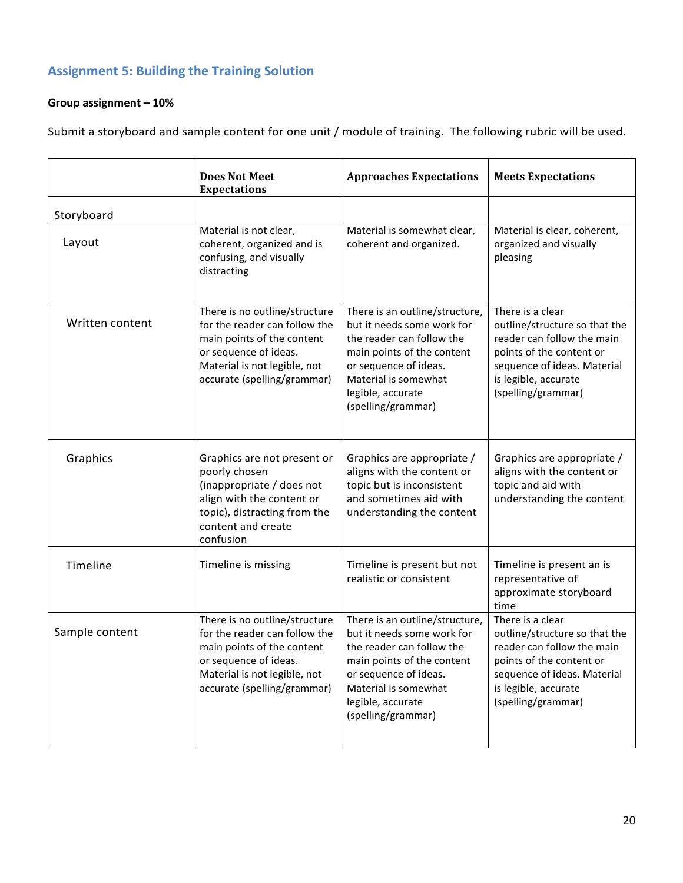## Assignment 5: Building the Training Solution

**Group assignment – 10%**

Submit a storyboard and sample content for one unit / module of training. The following rubric will be used.

| | **Does Not Meet Expectations** | **Approaches Expectations** | **Meets Expectations** |
|---|---|---|---|
| Storyboard | | | |
| Layout | Material is not clear, coherent, organized and is confusing, and visually distracting | Material is somewhat clear, coherent and organized. | Material is clear, coherent, organized and visually pleasing |
| Written content | There is no outline/structure for the reader can follow the main points of the content or sequence of ideas. Material is not legible, not accurate (spelling/grammar) | There is an outline/structure, but it needs some work for the reader can follow the main points of the content or sequence of ideas. Material is somewhat legible, accurate (spelling/grammar) | There is a clear outline/structure so that the reader can follow the main points of the content or sequence of ideas. Material is legible, accurate (spelling/grammar) |
| Graphics | Graphics are not present or poorly chosen (inappropriate / does not align with the content or topic), distracting from the content and create confusion | Graphics are appropriate / aligns with the content or topic but is inconsistent and sometimes aid with understanding the content | Graphics are appropriate / aligns with the content or topic and aid with understanding the content |
| Timeline | Timeline is missing | Timeline is present but not realistic or consistent | Timeline is present an is representative of approximate storyboard time |
| Sample content | There is no outline/structure for the reader can follow the main points of the content or sequence of ideas. Material is not legible, not accurate (spelling/grammar) | There is an outline/structure, but it needs some work for the reader can follow the main points of the content or sequence of ideas. Material is somewhat legible, accurate (spelling/grammar) | There is a clear outline/structure so that the reader can follow the main points of the content or sequence of ideas. Material is legible, accurate (spelling/grammar) |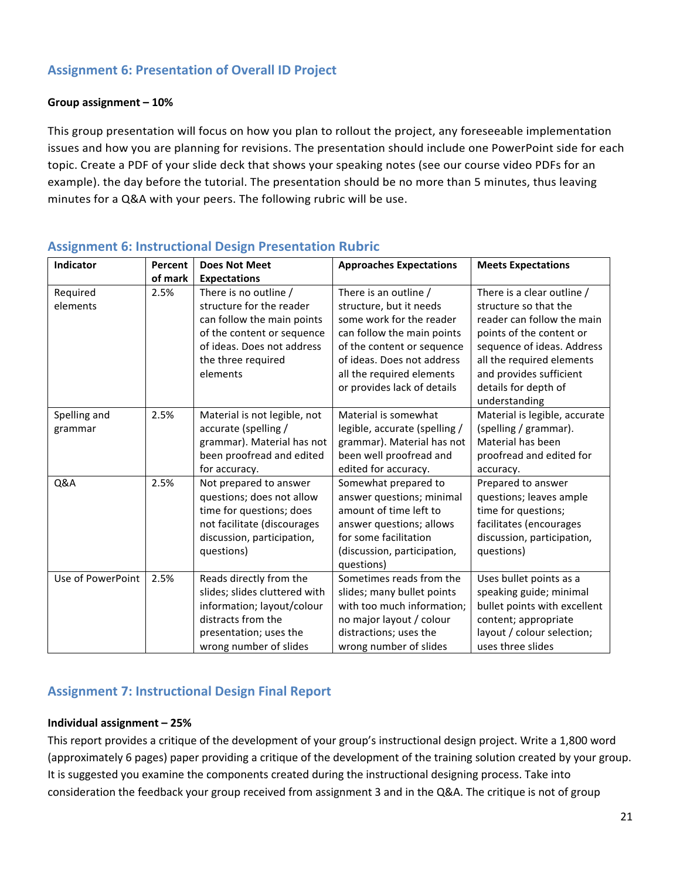## Assignment 6: Presentation of Overall ID Project

**Group assignment – 10%**

This group presentation will focus on how you plan to rollout the project, any foreseeable implementation issues and how you are planning for revisions. The presentation should include one PowerPoint side for each topic. Create a PDF of your slide deck that shows your speaking notes (see our course video PDFs for an example). the day before the tutorial. The presentation should be no more than 5 minutes, thus leaving minutes for a Q&A with your peers. The following rubric will be use.

## Assignment 6: Instructional Design Presentation Rubric

| Indicator | Percent of mark | Does Not Meet Expectations | Approaches Expectations | Meets Expectations |
|---|---|---|---|---|
| Required elements | 2.5% | There is no outline / structure for the reader can follow the main points of the content or sequence of ideas. Does not address the three required elements | There is an outline / structure, but it needs some work for the reader can follow the main points of the content or sequence of ideas. Does not address all the required elements or provides lack of details | There is a clear outline / structure so that the reader can follow the main points of the content or sequence of ideas. Address all the required elements and provides sufficient details for depth of understanding |
| Spelling and grammar | 2.5% | Material is not legible, not accurate (spelling / grammar). Material has not been proofread and edited for accuracy. | Material is somewhat legible, accurate (spelling / grammar). Material has not been well proofread and edited for accuracy. | Material is legible, accurate (spelling / grammar). Material has been proofread and edited for accuracy. |
| Q&A | 2.5% | Not prepared to answer questions; does not allow time for questions; does not facilitate (discourages discussion, participation, questions) | Somewhat prepared to answer questions; minimal amount of time left to answer questions; allows for some facilitation (discussion, participation, questions) | Prepared to answer questions; leaves ample time for questions; facilitates (encourages discussion, participation, questions) |
| Use of PowerPoint | 2.5% | Reads directly from the slides; slides cluttered with information; layout/colour distracts from the presentation; uses the wrong number of slides | Sometimes reads from the slides; many bullet points with too much information; no major layout / colour distractions; uses the wrong number of slides | Uses bullet points as a speaking guide; minimal bullet points with excellent content; appropriate layout / colour selection; uses three slides |

## Assignment 7: Instructional Design Final Report

**Individual assignment – 25%**

This report provides a critique of the development of your group's instructional design project. Write a 1,800 word (approximately 6 pages) paper providing a critique of the development of the training solution created by your group. It is suggested you examine the components created during the instructional designing process. Take into consideration the feedback your group received from assignment 3 and in the Q&A. The critique is not of group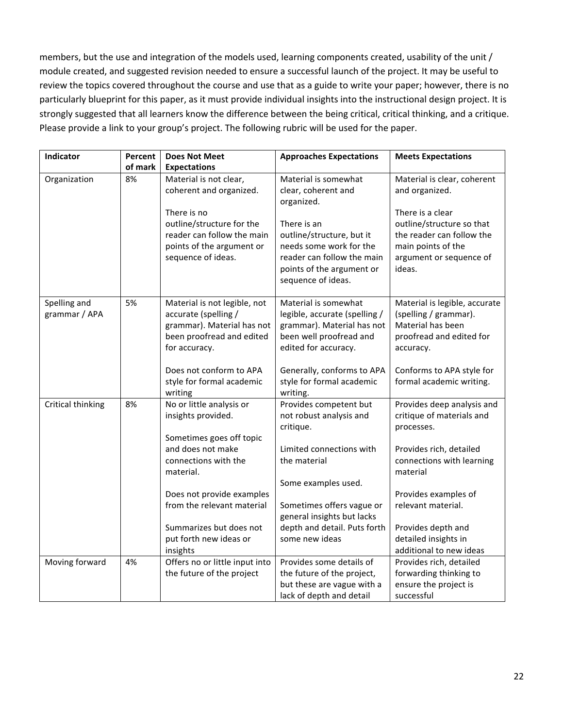members, but the use and integration of the models used, learning components created, usability of the unit / module created, and suggested revision needed to ensure a successful launch of the project. It may be useful to review the topics covered throughout the course and use that as a guide to write your paper; however, there is no particularly blueprint for this paper, as it must provide individual insights into the instructional design project. It is strongly suggested that all learners know the difference between the being critical, critical thinking, and a critique. Please provide a link to your group's project. The following rubric will be used for the paper.

| Indicator | Percent of mark | Does Not Meet Expectations | Approaches Expectations | Meets Expectations |
|---|---|---|---|---|
| Organization | 8% | Material is not clear, coherent and organized.<br><br>There is no outline/structure for the reader can follow the main points of the argument or sequence of ideas. | Material is somewhat clear, coherent and organized.<br><br>There is an outline/structure, but it needs some work for the reader can follow the main points of the argument or sequence of ideas. | Material is clear, coherent and organized.<br><br>There is a clear outline/structure so that the reader can follow the main points of the argument or sequence of ideas. |
| Spelling and grammar / APA | 5% | Material is not legible, not accurate (spelling / grammar). Material has not been proofread and edited for accuracy.<br><br>Does not conform to APA style for formal academic writing | Material is somewhat legible, accurate (spelling / grammar). Material has not been well proofread and edited for accuracy.<br><br>Generally, conforms to APA style for formal academic writing. | Material is legible, accurate (spelling / grammar). Material has been proofread and edited for accuracy.<br><br>Conforms to APA style for formal academic writing. |
| Critical thinking | 8% | No or little analysis or insights provided.<br><br>Sometimes goes off topic and does not make connections with the material.<br><br>Does not provide examples from the relevant material<br><br>Summarizes but does not put forth new ideas or insights | Provides competent but not robust analysis and critique.<br><br>Limited connections with the material<br><br>Some examples used.<br><br>Sometimes offers vague or general insights but lacks depth and detail. Puts forth some new ideas | Provides deep analysis and critique of materials and processes.<br><br>Provides rich, detailed connections with learning material<br><br>Provides examples of relevant material.<br><br>Provides depth and detailed insights in additional to new ideas |
| Moving forward | 4% | Offers no or little input into the future of the project | Provides some details of the future of the project, but these are vague with a lack of depth and detail | Provides rich, detailed forwarding thinking to ensure the project is successful |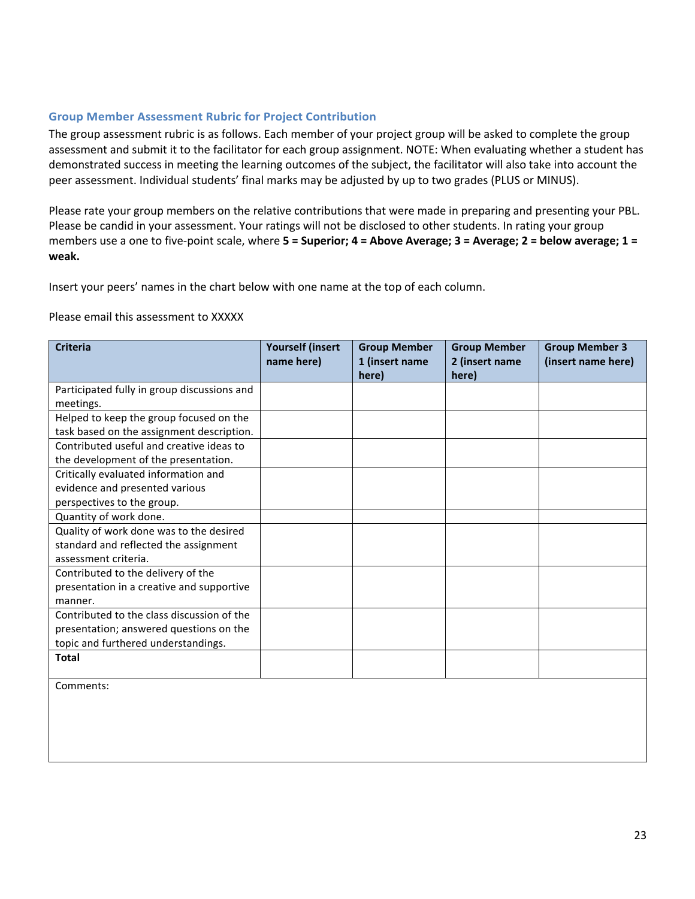### Group Member Assessment Rubric for Project Contribution

The group assessment rubric is as follows. Each member of your project group will be asked to complete the group assessment and submit it to the facilitator for each group assignment. NOTE: When evaluating whether a student has demonstrated success in meeting the learning outcomes of the subject, the facilitator will also take into account the peer assessment. Individual students' final marks may be adjusted by up to two grades (PLUS or MINUS).

Please rate your group members on the relative contributions that were made in preparing and presenting your PBL. Please be candid in your assessment. Your ratings will not be disclosed to other students. In rating your group members use a one to five-point scale, where **5 = Superior; 4 = Above Average; 3 = Average; 2 = below average; 1 = weak.**

Insert your peers' names in the chart below with one name at the top of each column.

Please email this assessment to XXXXX

| Criteria | Yourself (insert name here) | Group Member 1 (insert name here) | Group Member 2 (insert name here) | Group Member 3 (insert name here) |
|---|---|---|---|---|
| Participated fully in group discussions and meetings. | | | | |
| Helped to keep the group focused on the task based on the assignment description. | | | | |
| Contributed useful and creative ideas to the development of the presentation. | | | | |
| Critically evaluated information and evidence and presented various perspectives to the group. | | | | |
| Quantity of work done. | | | | |
| Quality of work done was to the desired standard and reflected the assignment assessment criteria. | | | | |
| Contributed to the delivery of the presentation in a creative and supportive manner. | | | | |
| Contributed to the class discussion of the presentation; answered questions on the topic and furthered understandings. | | | | |
| **Total** | | | | |
| Comments: | | | | |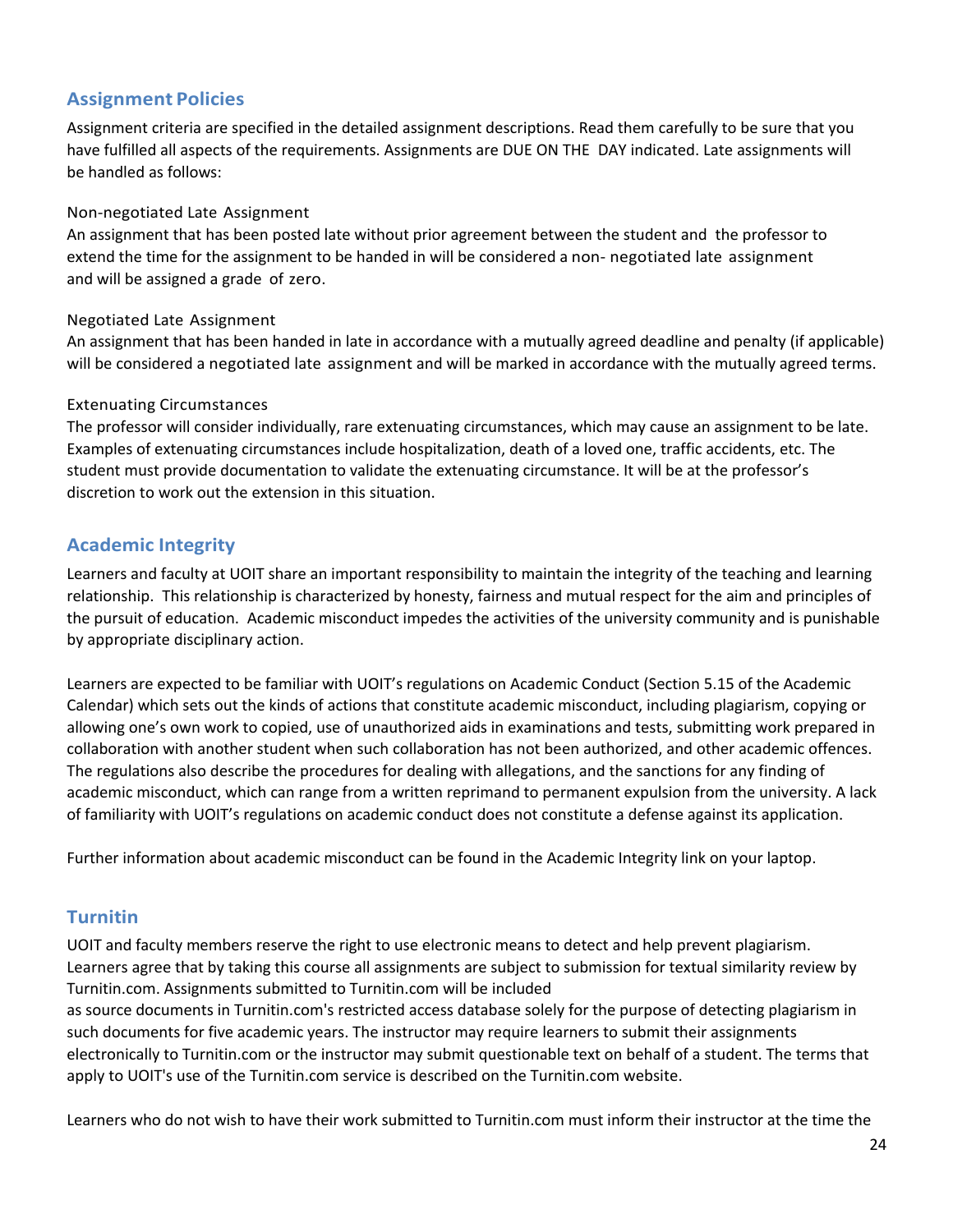## Assignment Policies

Assignment criteria are specified in the detailed assignment descriptions. Read them carefully to be sure that you have fulfilled all aspects of the requirements. Assignments are DUE ON THE DAY indicated. Late assignments will be handled as follows:

### Non-negotiated Late Assignment

An assignment that has been posted late without prior agreement between the student and the professor to extend the time for the assignment to be handed in will be considered a non- negotiated late assignment and will be assigned a grade of zero.

### Negotiated Late Assignment

An assignment that has been handed in late in accordance with a mutually agreed deadline and penalty (if applicable) will be considered a negotiated late assignment and will be marked in accordance with the mutually agreed terms.

### Extenuating Circumstances

The professor will consider individually, rare extenuating circumstances, which may cause an assignment to be late. Examples of extenuating circumstances include hospitalization, death of a loved one, traffic accidents, etc. The student must provide documentation to validate the extenuating circumstance. It will be at the professor's discretion to work out the extension in this situation.

## Academic Integrity

Learners and faculty at UOIT share an important responsibility to maintain the integrity of the teaching and learning relationship. This relationship is characterized by honesty, fairness and mutual respect for the aim and principles of the pursuit of education. Academic misconduct impedes the activities of the university community and is punishable by appropriate disciplinary action.

Learners are expected to be familiar with UOIT's regulations on Academic Conduct (Section 5.15 of the Academic Calendar) which sets out the kinds of actions that constitute academic misconduct, including plagiarism, copying or allowing one's own work to copied, use of unauthorized aids in examinations and tests, submitting work prepared in collaboration with another student when such collaboration has not been authorized, and other academic offences. The regulations also describe the procedures for dealing with allegations, and the sanctions for any finding of academic misconduct, which can range from a written reprimand to permanent expulsion from the university. A lack of familiarity with UOIT's regulations on academic conduct does not constitute a defense against its application.

Further information about academic misconduct can be found in the Academic Integrity link on your laptop.

## Turnitin

UOIT and faculty members reserve the right to use electronic means to detect and help prevent plagiarism. Learners agree that by taking this course all assignments are subject to submission for textual similarity review by Turnitin.com. Assignments submitted to Turnitin.com will be included as source documents in Turnitin.com's restricted access database solely for the purpose of detecting plagiarism in such documents for five academic years. The instructor may require learners to submit their assignments electronically to Turnitin.com or the instructor may submit questionable text on behalf of a student. The terms that apply to UOIT's use of the Turnitin.com service is described on the Turnitin.com website.

Learners who do not wish to have their work submitted to Turnitin.com must inform their instructor at the time the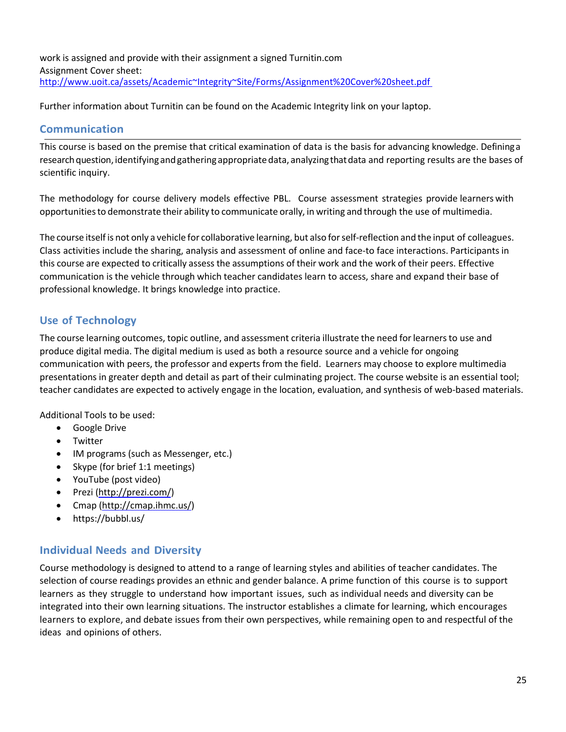work is assigned and provide with their assignment a signed Turnitin.com Assignment Cover sheet: http://www.uoit.ca/assets/Academic~Integrity~Site/Forms/Assignment%20Cover%20sheet.pdf

Further information about Turnitin can be found on the Academic Integrity link on your laptop.

## Communication

This course is based on the premise that critical examination of data is the basis for advancing knowledge. Defining a research question, identifying and gathering appropriate data, analyzing that data and reporting results are the bases of scientific inquiry.

The methodology for course delivery models effective PBL. Course assessment strategies provide learners with opportunities to demonstrate their ability to communicate orally, in writing and through the use of multimedia.

The course itself is not only a vehicle for collaborative learning, but also for self-reflection and the input of colleagues. Class activities include the sharing, analysis and assessment of online and face-to face interactions. Participants in this course are expected to critically assess the assumptions of their work and the work of their peers. Effective communication is the vehicle through which teacher candidates learn to access, share and expand their base of professional knowledge. It brings knowledge into practice.

## Use of Technology

The course learning outcomes, topic outline, and assessment criteria illustrate the need for learners to use and produce digital media. The digital medium is used as both a resource source and a vehicle for ongoing communication with peers, the professor and experts from the field. Learners may choose to explore multimedia presentations in greater depth and detail as part of their culminating project. The course website is an essential tool; teacher candidates are expected to actively engage in the location, evaluation, and synthesis of web-based materials.

Additional Tools to be used:

- Google Drive
- Twitter
- IM programs (such as Messenger, etc.)
- Skype (for brief 1:1 meetings)
- YouTube (post video)
- Prezi (http://prezi.com/)
- Cmap (http://cmap.ihmc.us/)
- https://bubbl.us/

## Individual Needs and Diversity

Course methodology is designed to attend to a range of learning styles and abilities of teacher candidates. The selection of course readings provides an ethnic and gender balance. A prime function of this course is to support learners as they struggle to understand how important issues, such as individual needs and diversity can be integrated into their own learning situations. The instructor establishes a climate for learning, which encourages learners to explore, and debate issues from their own perspectives, while remaining open to and respectful of the ideas and opinions of others.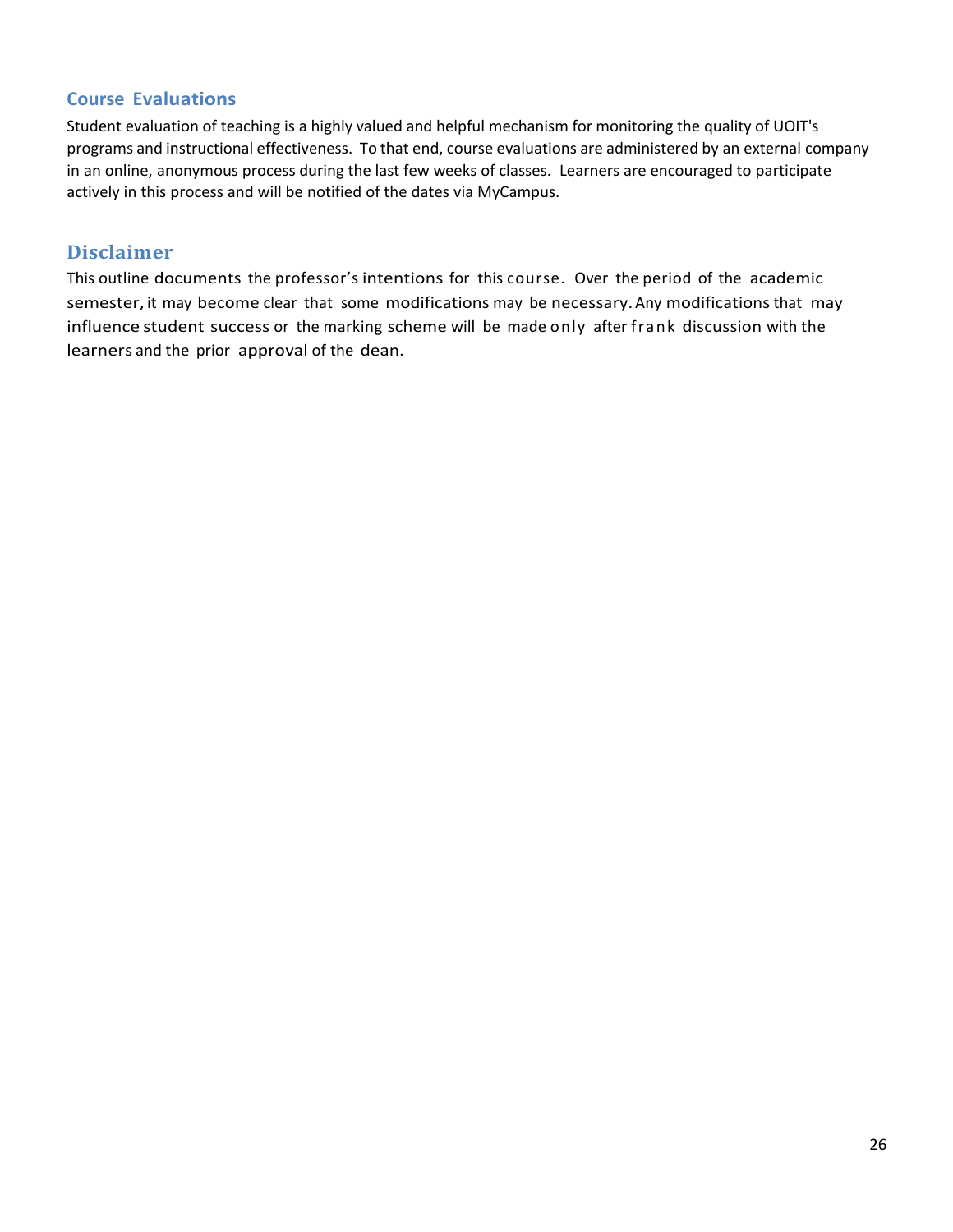## Course Evaluations

Student evaluation of teaching is a highly valued and helpful mechanism for monitoring the quality of UOIT's programs and instructional effectiveness. To that end, course evaluations are administered by an external company in an online, anonymous process during the last few weeks of classes. Learners are encouraged to participate actively in this process and will be notified of the dates via MyCampus.

## Disclaimer

This outline documents the professor's intentions for this course. Over the period of the academic semester, it may become clear that some modifications may be necessary. Any modifications that may influence student success or the marking scheme will be made only after frank discussion with the learners and the prior approval of the dean.